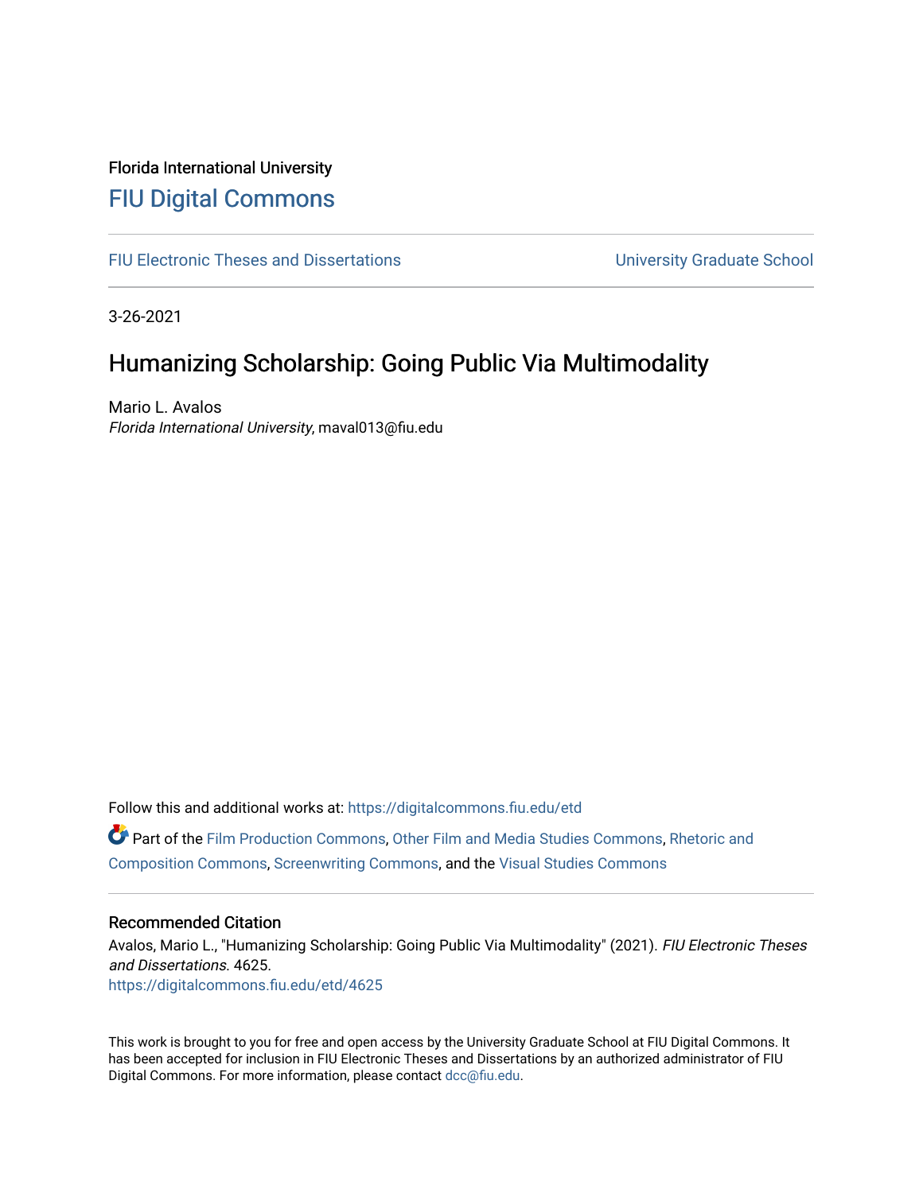Florida International University

# FIU Digital Commons

FIU Electronic Theses and Dissertations | University Graduate School

3-26-2021

## Humanizing Scholarship: Going Public Via Multimodality

Mario L. Avalos
*Florida International University*, maval013@fiu.edu

Follow this and additional works at: https://digitalcommons.fiu.edu/etd

Part of the Film Production Commons, Other Film and Media Studies Commons, Rhetoric and Composition Commons, Screenwriting Commons, and the Visual Studies Commons

### Recommended Citation

Avalos, Mario L., "Humanizing Scholarship: Going Public Via Multimodality" (2021). *FIU Electronic Theses and Dissertations*. 4625.
https://digitalcommons.fiu.edu/etd/4625

This work is brought to you for free and open access by the University Graduate School at FIU Digital Commons. It has been accepted for inclusion in FIU Electronic Theses and Dissertations by an authorized administrator of FIU Digital Commons. For more information, please contact dcc@fiu.edu.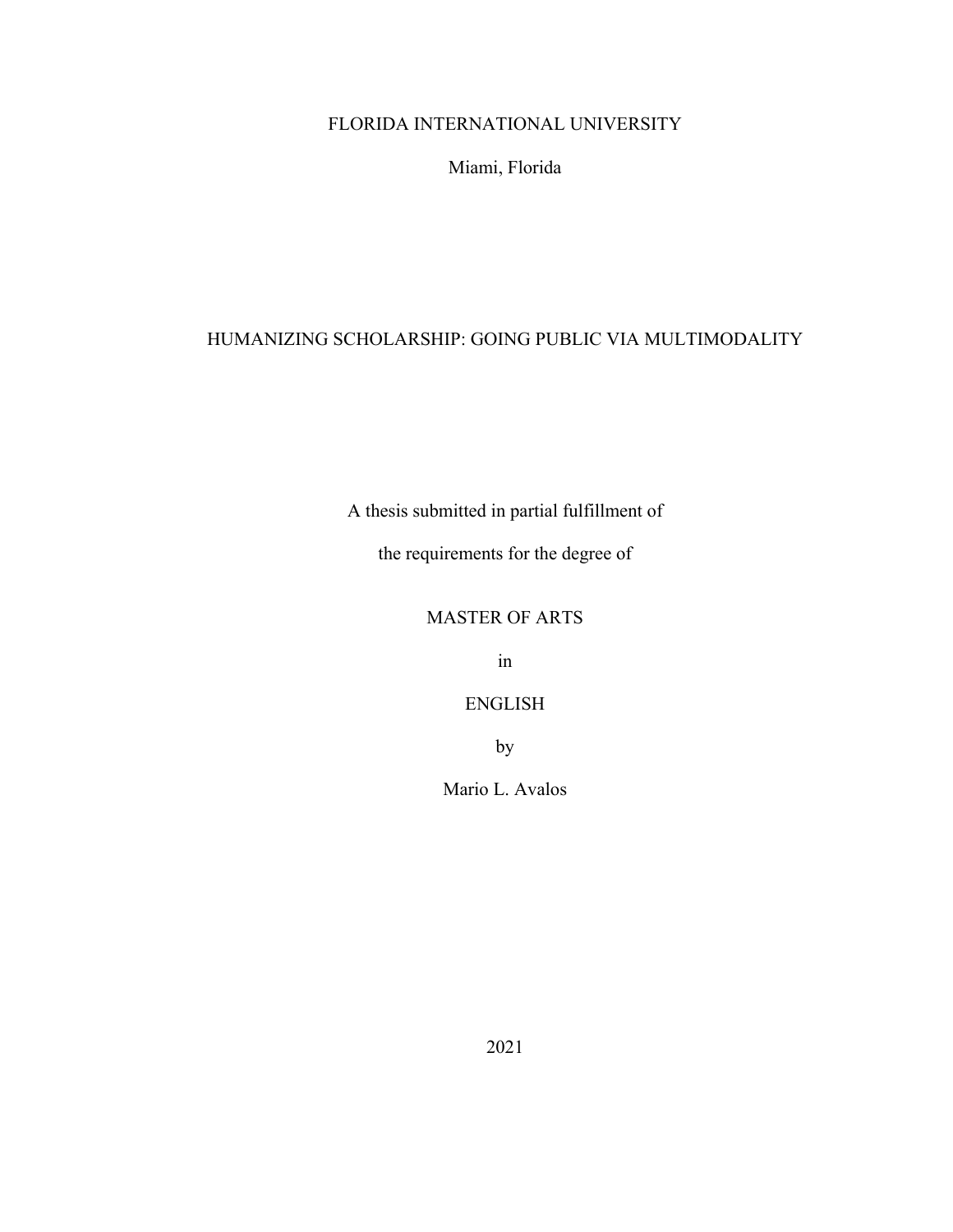FLORIDA INTERNATIONAL UNIVERSITY

Miami, Florida

# HUMANIZING SCHOLARSHIP: GOING PUBLIC VIA MULTIMODALITY

A thesis submitted in partial fulfillment of

the requirements for the degree of

MASTER OF ARTS

in

ENGLISH

by

Mario L. Avalos

2021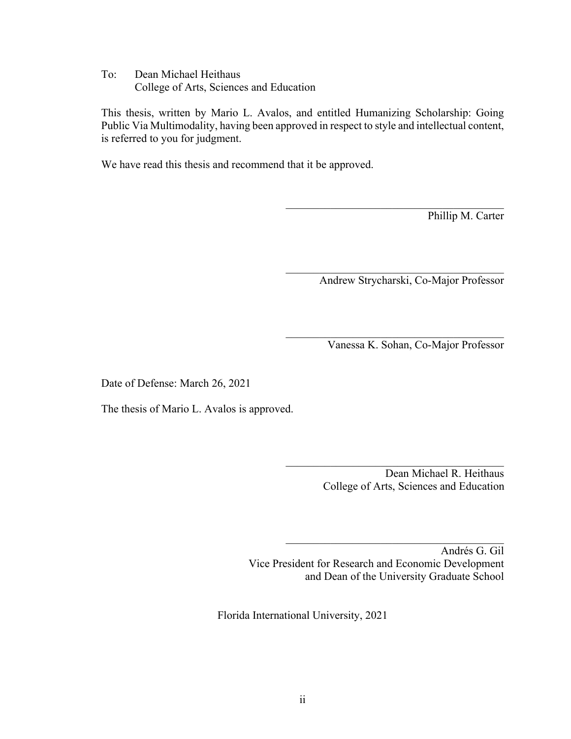To: Dean Michael Heithaus
College of Arts, Sciences and Education

This thesis, written by Mario L. Avalos, and entitled Humanizing Scholarship: Going Public Via Multimodality, having been approved in respect to style and intellectual content, is referred to you for judgment.

We have read this thesis and recommend that it be approved.

Phillip M. Carter

Andrew Strycharski, Co-Major Professor

Vanessa K. Sohan, Co-Major Professor

Date of Defense: March 26, 2021

The thesis of Mario L. Avalos is approved.

Dean Michael R. Heithaus
College of Arts, Sciences and Education

Andrés G. Gil
Vice President for Research and Economic Development
and Dean of the University Graduate School

Florida International University, 2021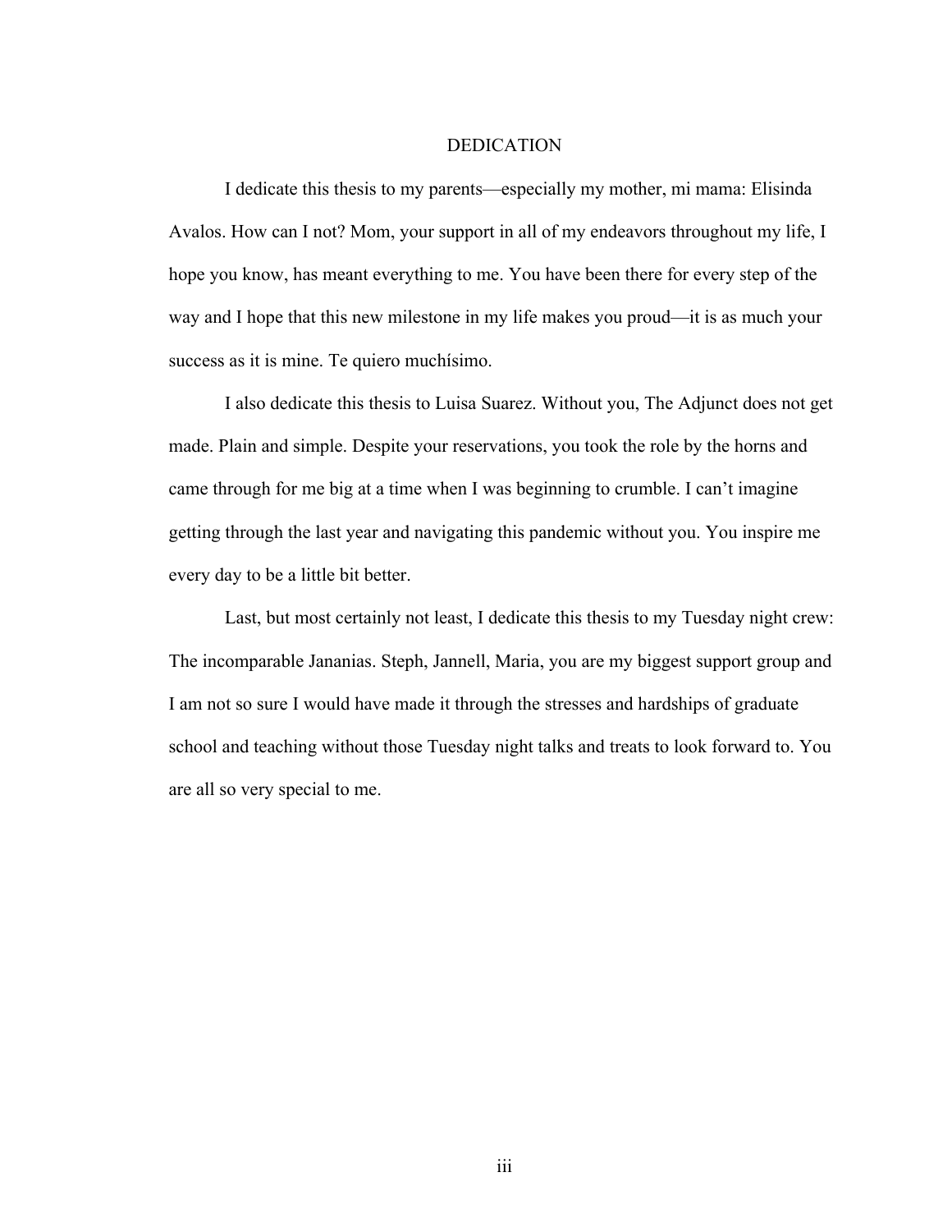# DEDICATION

I dedicate this thesis to my parents—especially my mother, mi mama: Elisinda Avalos. How can I not? Mom, your support in all of my endeavors throughout my life, I hope you know, has meant everything to me. You have been there for every step of the way and I hope that this new milestone in my life makes you proud—it is as much your success as it is mine. Te quiero muchísimo.

I also dedicate this thesis to Luisa Suarez. Without you, The Adjunct does not get made. Plain and simple. Despite your reservations, you took the role by the horns and came through for me big at a time when I was beginning to crumble. I can't imagine getting through the last year and navigating this pandemic without you. You inspire me every day to be a little bit better.

Last, but most certainly not least, I dedicate this thesis to my Tuesday night crew: The incomparable Jananias. Steph, Jannell, Maria, you are my biggest support group and I am not so sure I would have made it through the stresses and hardships of graduate school and teaching without those Tuesday night talks and treats to look forward to. You are all so very special to me.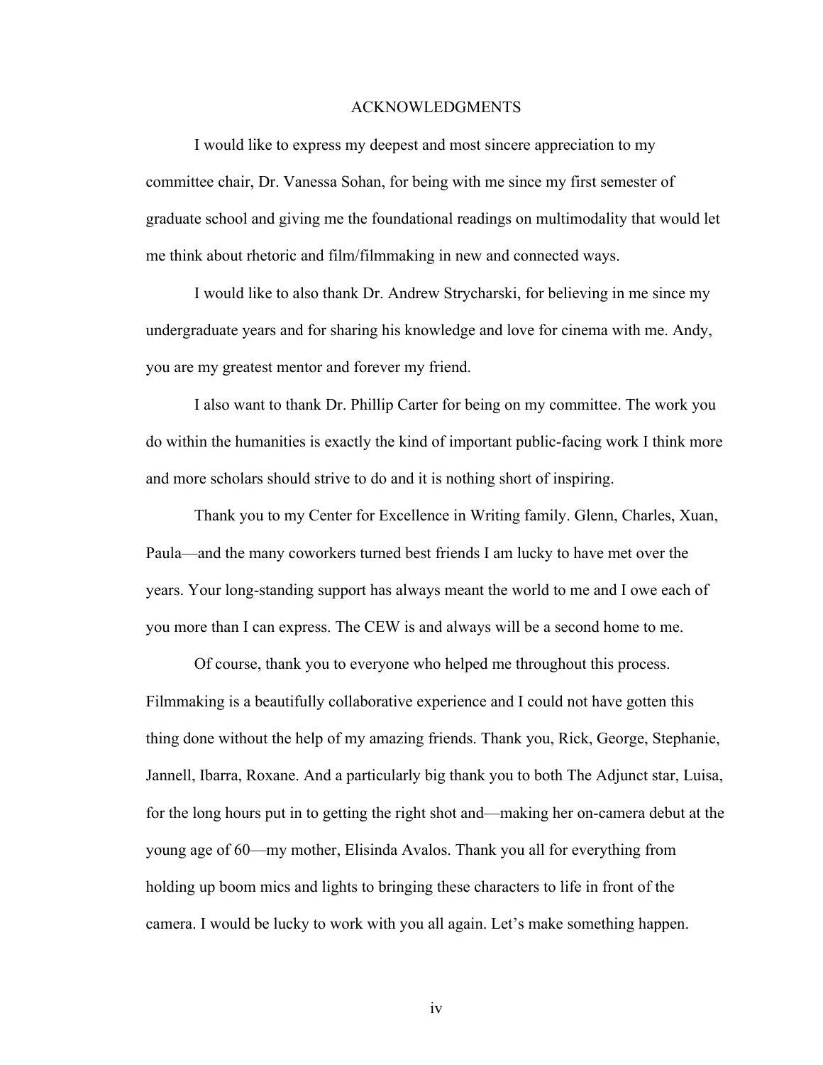# ACKNOWLEDGMENTS

I would like to express my deepest and most sincere appreciation to my committee chair, Dr. Vanessa Sohan, for being with me since my first semester of graduate school and giving me the foundational readings on multimodality that would let me think about rhetoric and film/filmmaking in new and connected ways.

I would like to also thank Dr. Andrew Strycharski, for believing in me since my undergraduate years and for sharing his knowledge and love for cinema with me. Andy, you are my greatest mentor and forever my friend.

I also want to thank Dr. Phillip Carter for being on my committee. The work you do within the humanities is exactly the kind of important public-facing work I think more and more scholars should strive to do and it is nothing short of inspiring.

Thank you to my Center for Excellence in Writing family. Glenn, Charles, Xuan, Paula—and the many coworkers turned best friends I am lucky to have met over the years. Your long-standing support has always meant the world to me and I owe each of you more than I can express. The CEW is and always will be a second home to me.

Of course, thank you to everyone who helped me throughout this process. Filmmaking is a beautifully collaborative experience and I could not have gotten this thing done without the help of my amazing friends. Thank you, Rick, George, Stephanie, Jannell, Ibarra, Roxane. And a particularly big thank you to both The Adjunct star, Luisa, for the long hours put in to getting the right shot and—making her on-camera debut at the young age of 60—my mother, Elisinda Avalos. Thank you all for everything from holding up boom mics and lights to bringing these characters to life in front of the camera. I would be lucky to work with you all again. Let's make something happen.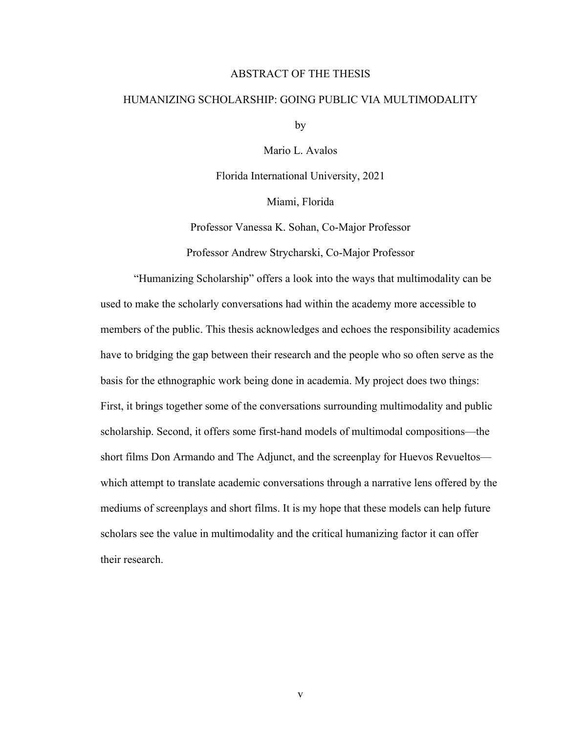# ABSTRACT OF THE THESIS

## HUMANIZING SCHOLARSHIP: GOING PUBLIC VIA MULTIMODALITY

by

Mario L. Avalos

Florida International University, 2021

Miami, Florida

Professor Vanessa K. Sohan, Co-Major Professor

Professor Andrew Strycharski, Co-Major Professor

"Humanizing Scholarship" offers a look into the ways that multimodality can be used to make the scholarly conversations had within the academy more accessible to members of the public. This thesis acknowledges and echoes the responsibility academics have to bridging the gap between their research and the people who so often serve as the basis for the ethnographic work being done in academia. My project does two things: First, it brings together some of the conversations surrounding multimodality and public scholarship. Second, it offers some first-hand models of multimodal compositions—the short films Don Armando and The Adjunct, and the screenplay for Huevos Revueltos—which attempt to translate academic conversations through a narrative lens offered by the mediums of screenplays and short films. It is my hope that these models can help future scholars see the value in multimodality and the critical humanizing factor it can offer their research.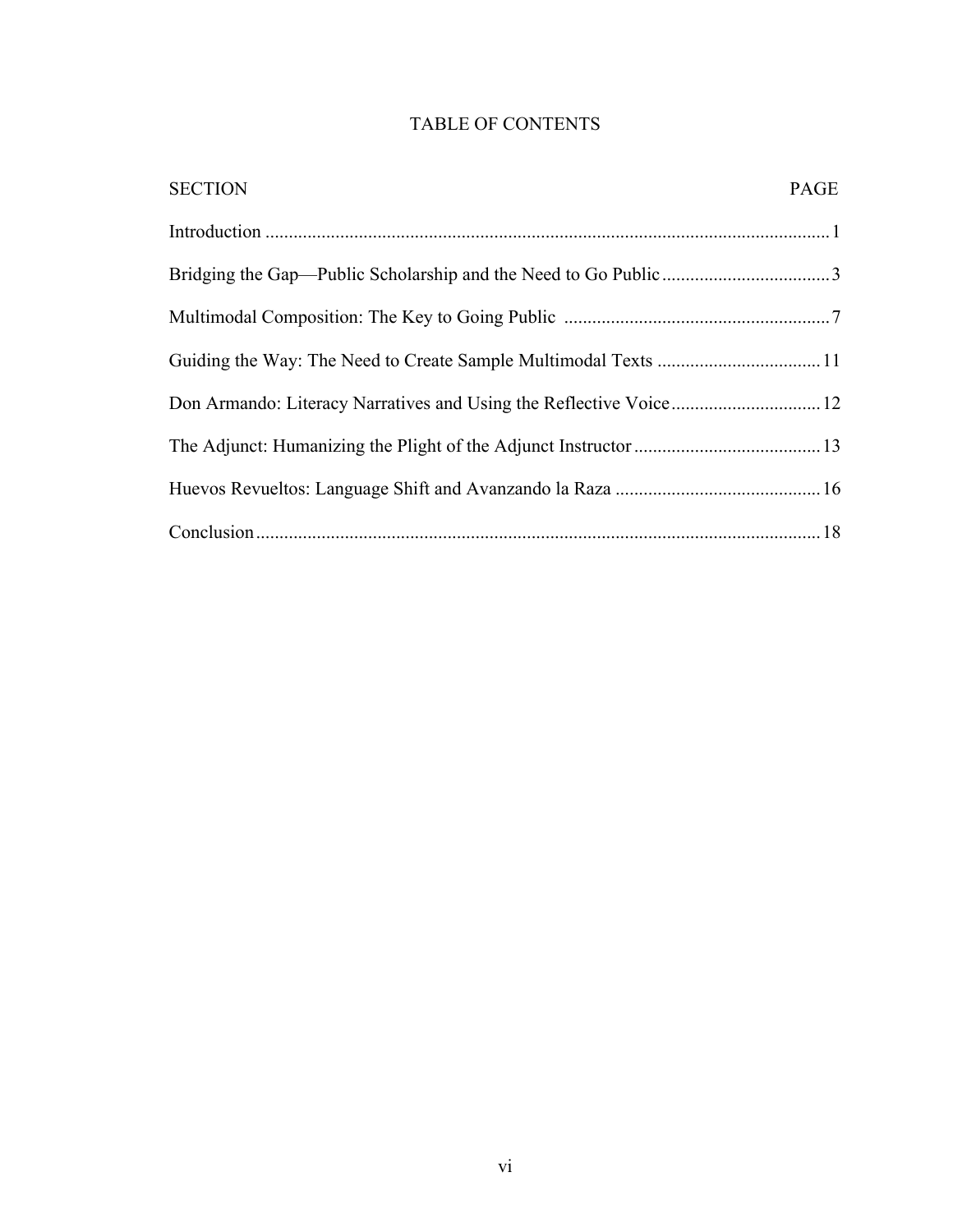# TABLE OF CONTENTS

| SECTION | PAGE |
| --- | --- |
| Introduction | 1 |
| Bridging the Gap—Public Scholarship and the Need to Go Public | 3 |
| Multimodal Composition: The Key to Going Public | 7 |
| Guiding the Way: The Need to Create Sample Multimodal Texts | 11 |
| Don Armando: Literacy Narratives and Using the Reflective Voice | 12 |
| The Adjunct: Humanizing the Plight of the Adjunct Instructor | 13 |
| Huevos Revueltos: Language Shift and Avanzando la Raza | 16 |
| Conclusion | 18 |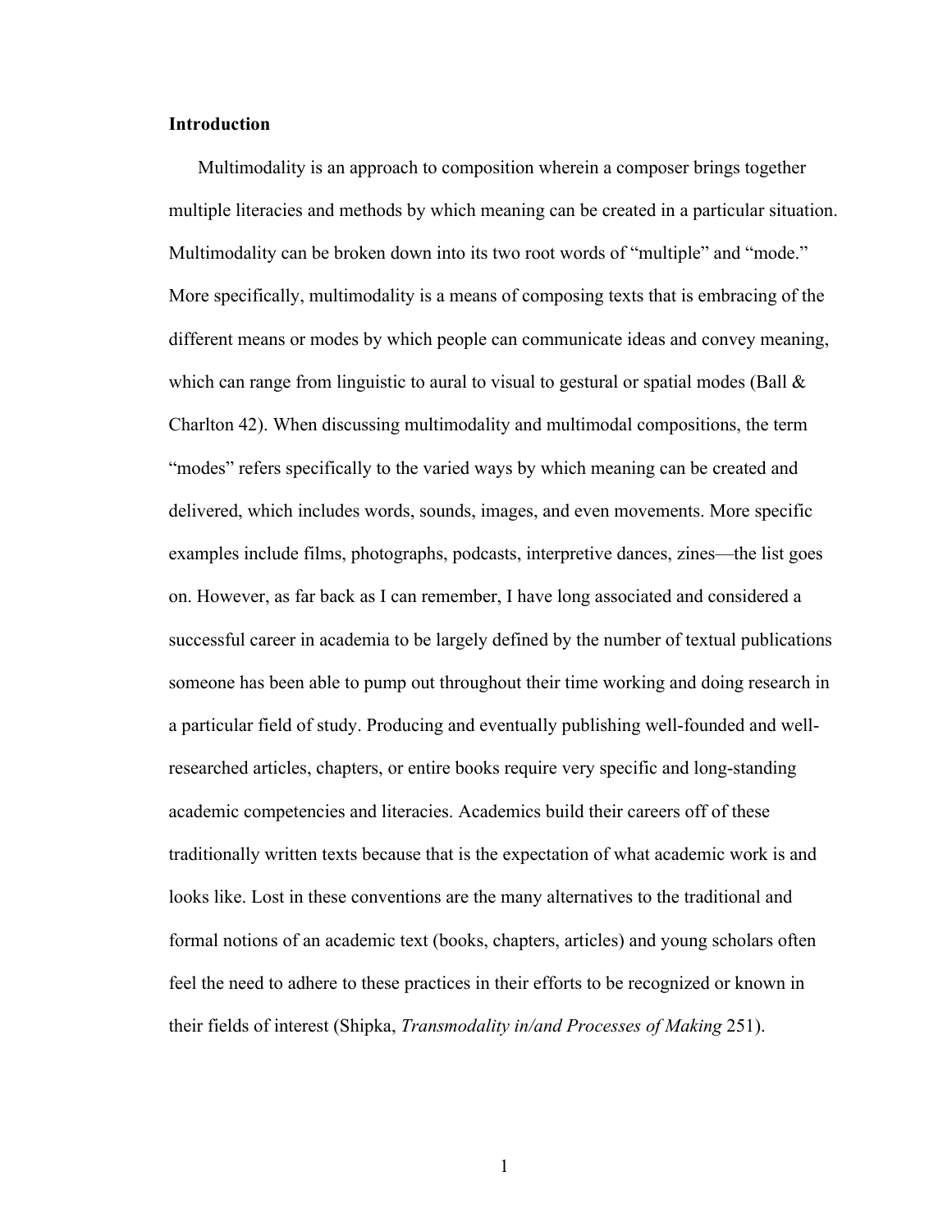## Introduction

Multimodality is an approach to composition wherein a composer brings together multiple literacies and methods by which meaning can be created in a particular situation. Multimodality can be broken down into its two root words of "multiple" and "mode." More specifically, multimodality is a means of composing texts that is embracing of the different means or modes by which people can communicate ideas and convey meaning, which can range from linguistic to aural to visual to gestural or spatial modes (Ball & Charlton 42). When discussing multimodality and multimodal compositions, the term "modes" refers specifically to the varied ways by which meaning can be created and delivered, which includes words, sounds, images, and even movements. More specific examples include films, photographs, podcasts, interpretive dances, zines—the list goes on. However, as far back as I can remember, I have long associated and considered a successful career in academia to be largely defined by the number of textual publications someone has been able to pump out throughout their time working and doing research in a particular field of study. Producing and eventually publishing well-founded and well-researched articles, chapters, or entire books require very specific and long-standing academic competencies and literacies. Academics build their careers off of these traditionally written texts because that is the expectation of what academic work is and looks like. Lost in these conventions are the many alternatives to the traditional and formal notions of an academic text (books, chapters, articles) and young scholars often feel the need to adhere to these practices in their efforts to be recognized or known in their fields of interest (Shipka, *Transmodality in/and Processes of Making* 251).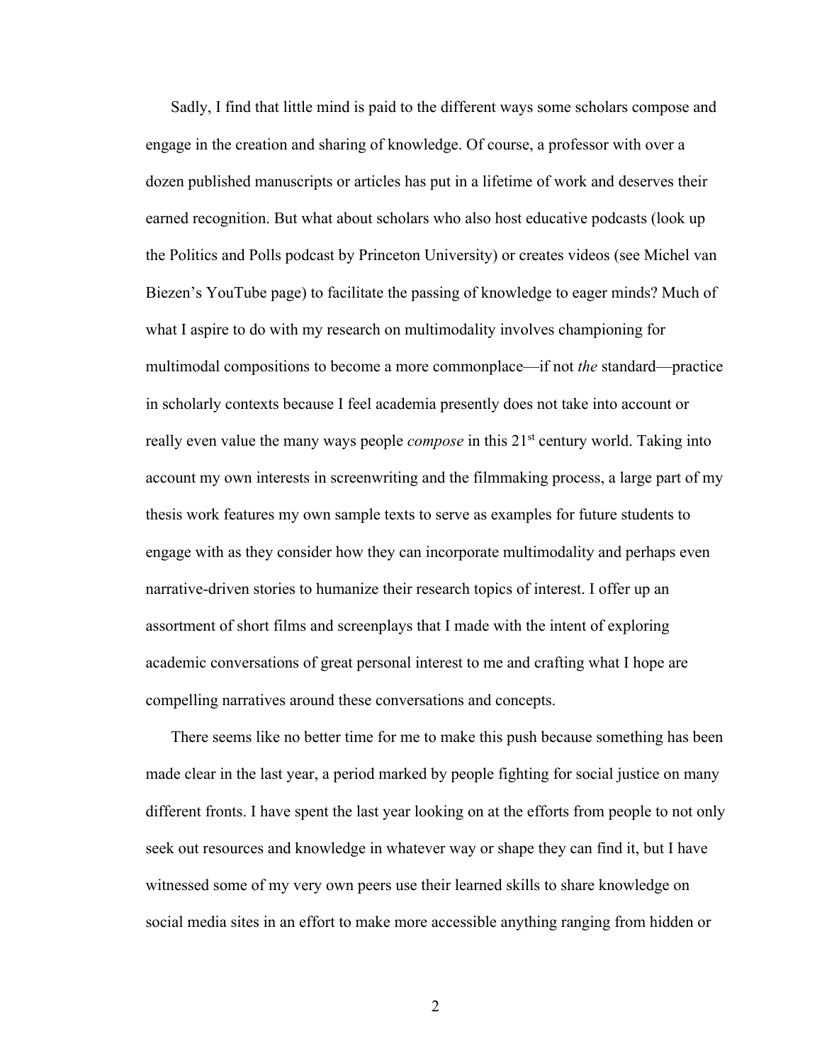Sadly, I find that little mind is paid to the different ways some scholars compose and engage in the creation and sharing of knowledge. Of course, a professor with over a dozen published manuscripts or articles has put in a lifetime of work and deserves their earned recognition. But what about scholars who also host educative podcasts (look up the Politics and Polls podcast by Princeton University) or creates videos (see Michel van Biezen's YouTube page) to facilitate the passing of knowledge to eager minds? Much of what I aspire to do with my research on multimodality involves championing for multimodal compositions to become a more commonplace—if not *the* standard—practice in scholarly contexts because I feel academia presently does not take into account or really even value the many ways people *compose* in this 21st century world. Taking into account my own interests in screenwriting and the filmmaking process, a large part of my thesis work features my own sample texts to serve as examples for future students to engage with as they consider how they can incorporate multimodality and perhaps even narrative-driven stories to humanize their research topics of interest. I offer up an assortment of short films and screenplays that I made with the intent of exploring academic conversations of great personal interest to me and crafting what I hope are compelling narratives around these conversations and concepts.

There seems like no better time for me to make this push because something has been made clear in the last year, a period marked by people fighting for social justice on many different fronts. I have spent the last year looking on at the efforts from people to not only seek out resources and knowledge in whatever way or shape they can find it, but I have witnessed some of my very own peers use their learned skills to share knowledge on social media sites in an effort to make more accessible anything ranging from hidden or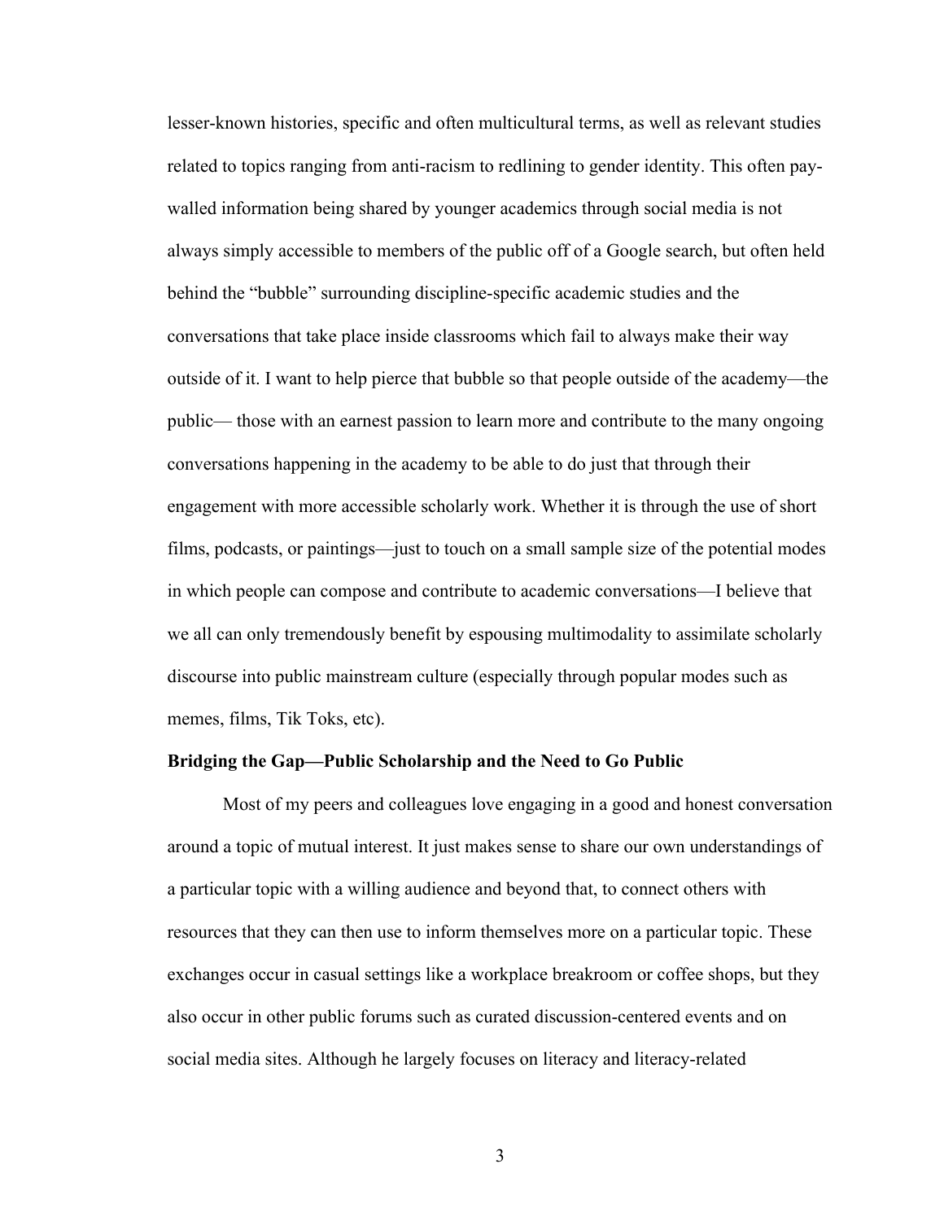lesser-known histories, specific and often multicultural terms, as well as relevant studies related to topics ranging from anti-racism to redlining to gender identity. This often pay-walled information being shared by younger academics through social media is not always simply accessible to members of the public off of a Google search, but often held behind the "bubble" surrounding discipline-specific academic studies and the conversations that take place inside classrooms which fail to always make their way outside of it. I want to help pierce that bubble so that people outside of the academy—the public— those with an earnest passion to learn more and contribute to the many ongoing conversations happening in the academy to be able to do just that through their engagement with more accessible scholarly work. Whether it is through the use of short films, podcasts, or paintings—just to touch on a small sample size of the potential modes in which people can compose and contribute to academic conversations—I believe that we all can only tremendously benefit by espousing multimodality to assimilate scholarly discourse into public mainstream culture (especially through popular modes such as memes, films, Tik Toks, etc).

**Bridging the Gap—Public Scholarship and the Need to Go Public**

Most of my peers and colleagues love engaging in a good and honest conversation around a topic of mutual interest. It just makes sense to share our own understandings of a particular topic with a willing audience and beyond that, to connect others with resources that they can then use to inform themselves more on a particular topic. These exchanges occur in casual settings like a workplace breakroom or coffee shops, but they also occur in other public forums such as curated discussion-centered events and on social media sites. Although he largely focuses on literacy and literacy-related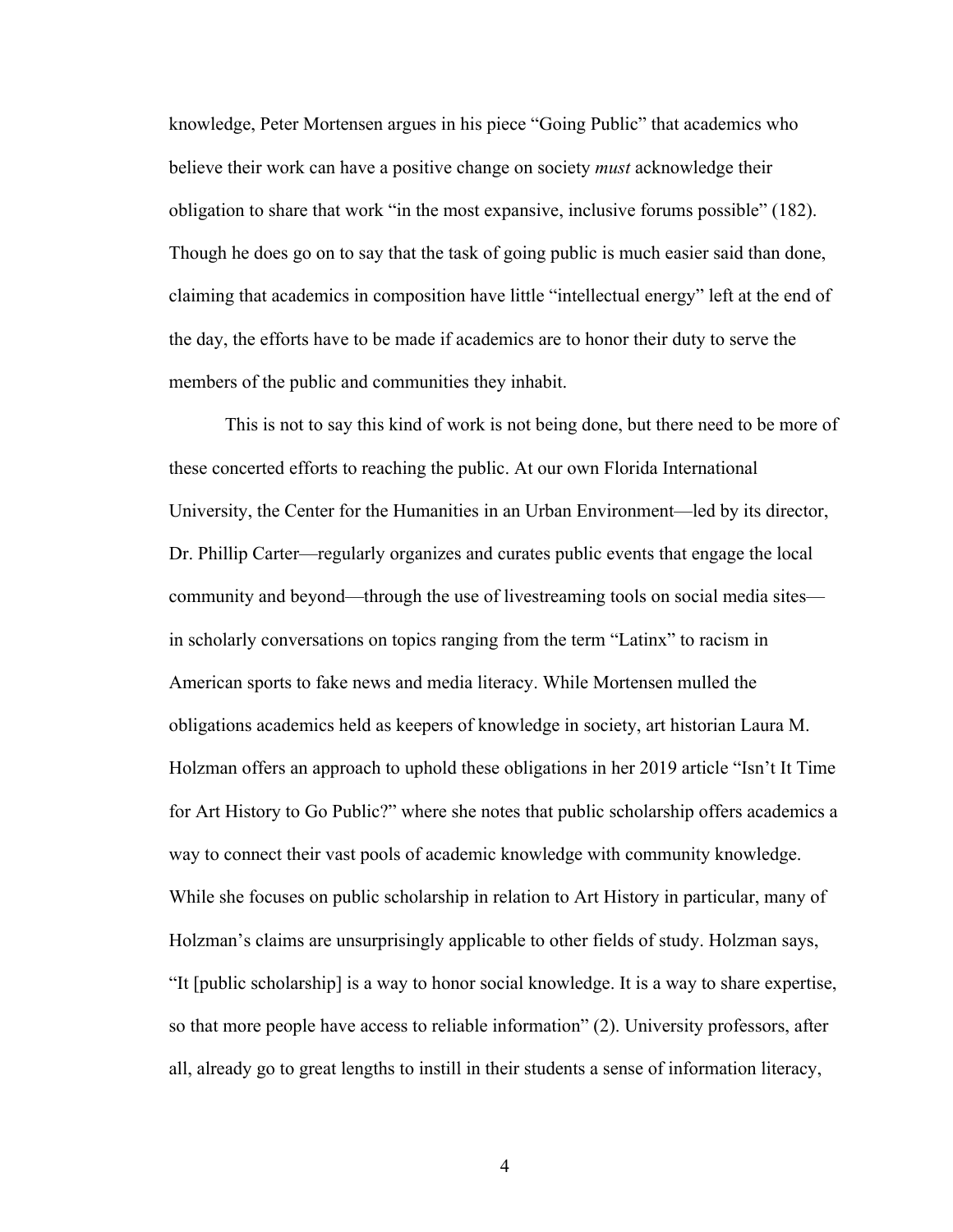knowledge, Peter Mortensen argues in his piece "Going Public" that academics who believe their work can have a positive change on society *must* acknowledge their obligation to share that work "in the most expansive, inclusive forums possible" (182). Though he does go on to say that the task of going public is much easier said than done, claiming that academics in composition have little "intellectual energy" left at the end of the day, the efforts have to be made if academics are to honor their duty to serve the members of the public and communities they inhabit.

This is not to say this kind of work is not being done, but there need to be more of these concerted efforts to reaching the public. At our own Florida International University, the Center for the Humanities in an Urban Environment—led by its director, Dr. Phillip Carter—regularly organizes and curates public events that engage the local community and beyond—through the use of livestreaming tools on social media sites—in scholarly conversations on topics ranging from the term "Latinx" to racism in American sports to fake news and media literacy. While Mortensen mulled the obligations academics held as keepers of knowledge in society, art historian Laura M. Holzman offers an approach to uphold these obligations in her 2019 article "Isn't It Time for Art History to Go Public?" where she notes that public scholarship offers academics a way to connect their vast pools of academic knowledge with community knowledge. While she focuses on public scholarship in relation to Art History in particular, many of Holzman's claims are unsurprisingly applicable to other fields of study. Holzman says, "It [public scholarship] is a way to honor social knowledge. It is a way to share expertise, so that more people have access to reliable information" (2). University professors, after all, already go to great lengths to instill in their students a sense of information literacy,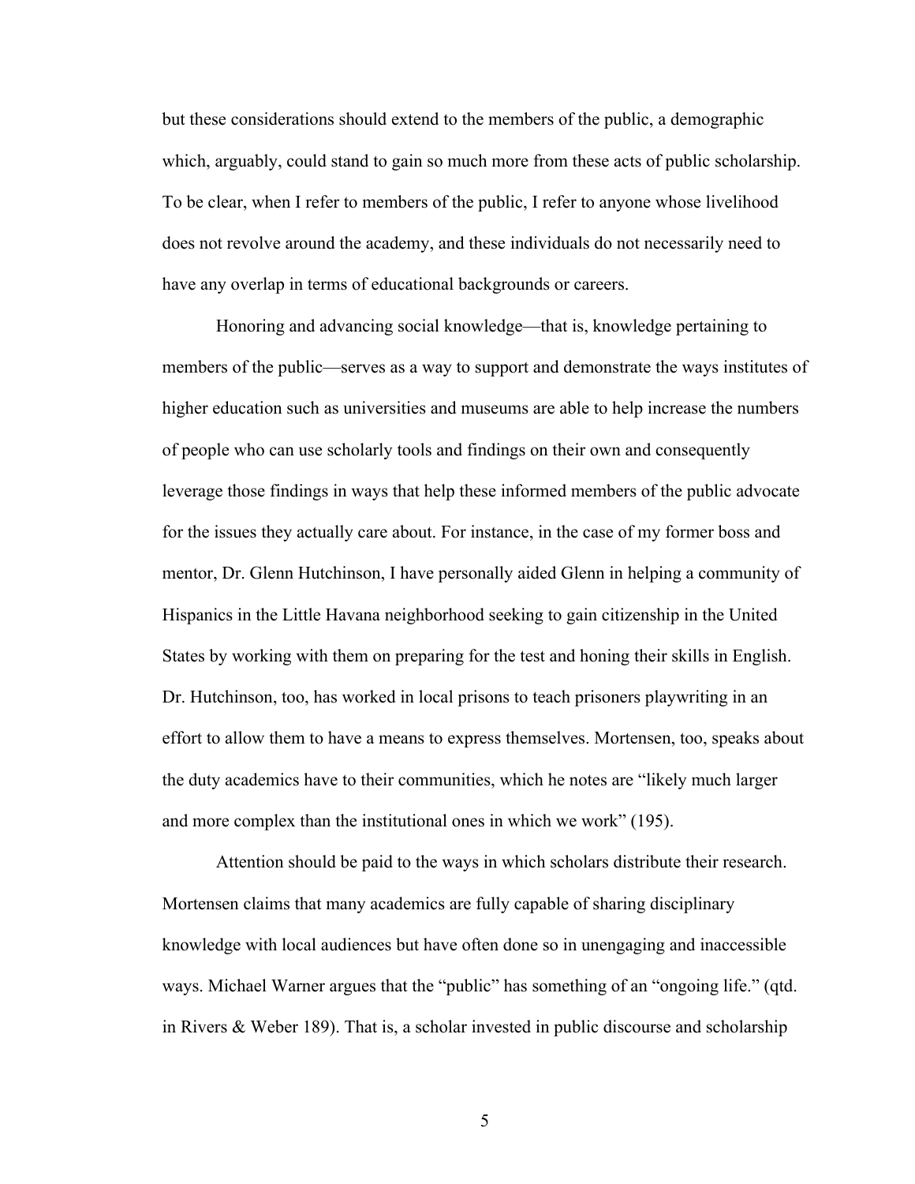but these considerations should extend to the members of the public, a demographic which, arguably, could stand to gain so much more from these acts of public scholarship. To be clear, when I refer to members of the public, I refer to anyone whose livelihood does not revolve around the academy, and these individuals do not necessarily need to have any overlap in terms of educational backgrounds or careers.

Honoring and advancing social knowledge—that is, knowledge pertaining to members of the public—serves as a way to support and demonstrate the ways institutes of higher education such as universities and museums are able to help increase the numbers of people who can use scholarly tools and findings on their own and consequently leverage those findings in ways that help these informed members of the public advocate for the issues they actually care about. For instance, in the case of my former boss and mentor, Dr. Glenn Hutchinson, I have personally aided Glenn in helping a community of Hispanics in the Little Havana neighborhood seeking to gain citizenship in the United States by working with them on preparing for the test and honing their skills in English. Dr. Hutchinson, too, has worked in local prisons to teach prisoners playwriting in an effort to allow them to have a means to express themselves. Mortensen, too, speaks about the duty academics have to their communities, which he notes are "likely much larger and more complex than the institutional ones in which we work" (195).

Attention should be paid to the ways in which scholars distribute their research. Mortensen claims that many academics are fully capable of sharing disciplinary knowledge with local audiences but have often done so in unengaging and inaccessible ways. Michael Warner argues that the "public" has something of an "ongoing life." (qtd. in Rivers & Weber 189). That is, a scholar invested in public discourse and scholarship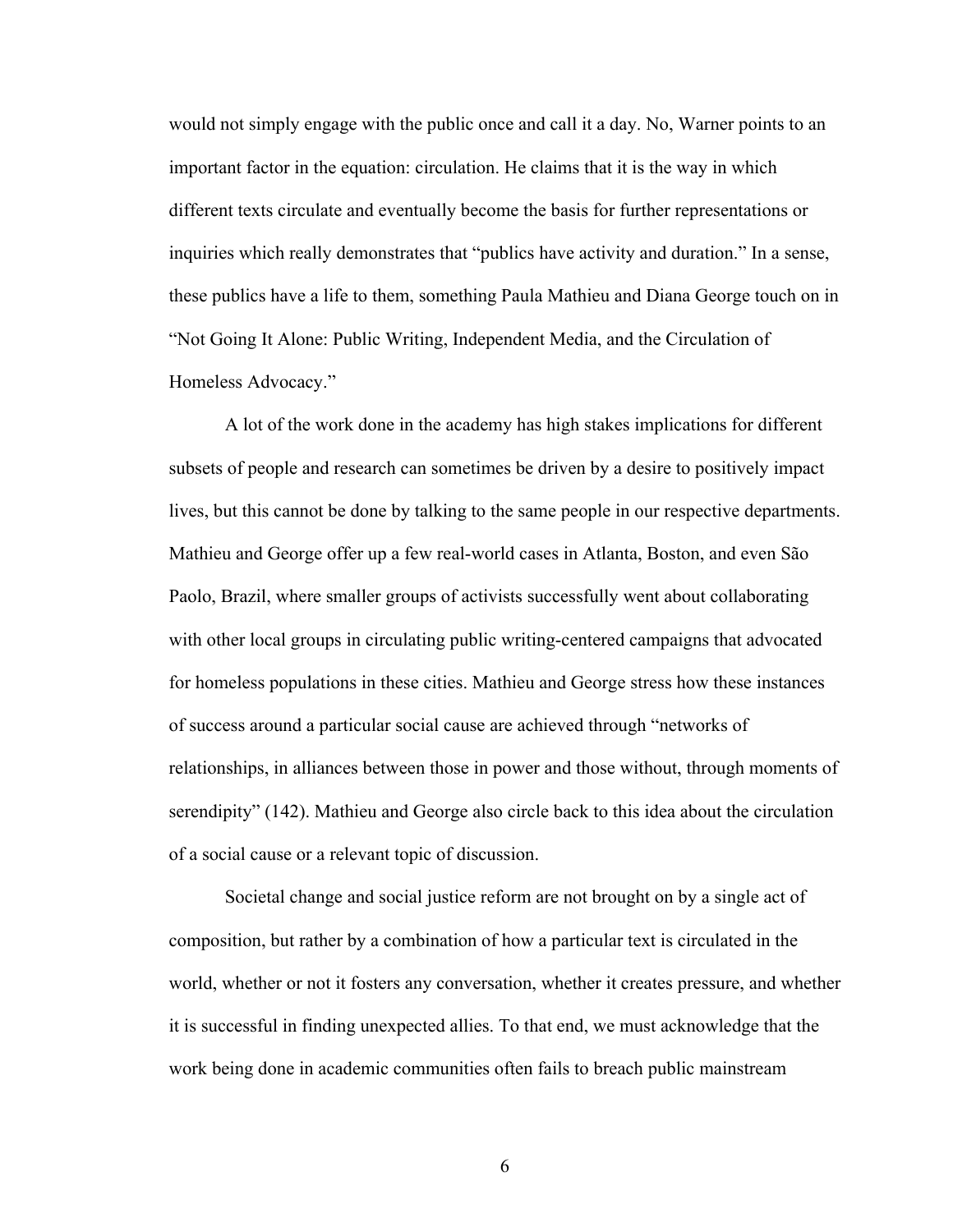would not simply engage with the public once and call it a day. No, Warner points to an important factor in the equation: circulation. He claims that it is the way in which different texts circulate and eventually become the basis for further representations or inquiries which really demonstrates that "publics have activity and duration." In a sense, these publics have a life to them, something Paula Mathieu and Diana George touch on in "Not Going It Alone: Public Writing, Independent Media, and the Circulation of Homeless Advocacy."

A lot of the work done in the academy has high stakes implications for different subsets of people and research can sometimes be driven by a desire to positively impact lives, but this cannot be done by talking to the same people in our respective departments. Mathieu and George offer up a few real-world cases in Atlanta, Boston, and even São Paolo, Brazil, where smaller groups of activists successfully went about collaborating with other local groups in circulating public writing-centered campaigns that advocated for homeless populations in these cities. Mathieu and George stress how these instances of success around a particular social cause are achieved through "networks of relationships, in alliances between those in power and those without, through moments of serendipity" (142). Mathieu and George also circle back to this idea about the circulation of a social cause or a relevant topic of discussion.

Societal change and social justice reform are not brought on by a single act of composition, but rather by a combination of how a particular text is circulated in the world, whether or not it fosters any conversation, whether it creates pressure, and whether it is successful in finding unexpected allies. To that end, we must acknowledge that the work being done in academic communities often fails to breach public mainstream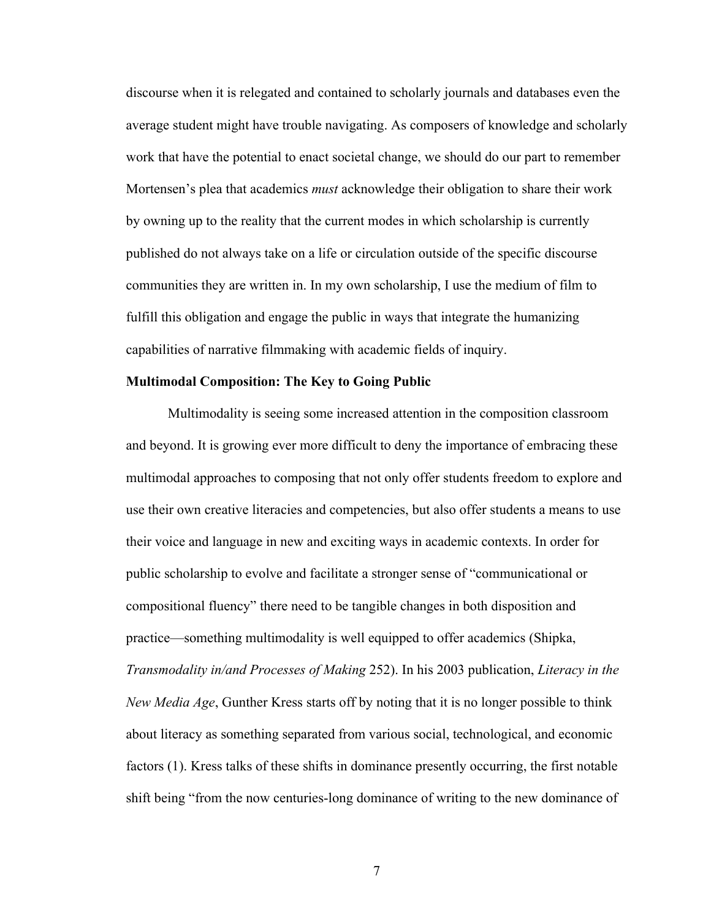discourse when it is relegated and contained to scholarly journals and databases even the average student might have trouble navigating. As composers of knowledge and scholarly work that have the potential to enact societal change, we should do our part to remember Mortensen's plea that academics *must* acknowledge their obligation to share their work by owning up to the reality that the current modes in which scholarship is currently published do not always take on a life or circulation outside of the specific discourse communities they are written in. In my own scholarship, I use the medium of film to fulfill this obligation and engage the public in ways that integrate the humanizing capabilities of narrative filmmaking with academic fields of inquiry.

**Multimodal Composition: The Key to Going Public**

Multimodality is seeing some increased attention in the composition classroom and beyond. It is growing ever more difficult to deny the importance of embracing these multimodal approaches to composing that not only offer students freedom to explore and use their own creative literacies and competencies, but also offer students a means to use their voice and language in new and exciting ways in academic contexts. In order for public scholarship to evolve and facilitate a stronger sense of "communicational or compositional fluency" there need to be tangible changes in both disposition and practice—something multimodality is well equipped to offer academics (Shipka, *Transmodality in/and Processes of Making* 252). In his 2003 publication, *Literacy in the New Media Age*, Gunther Kress starts off by noting that it is no longer possible to think about literacy as something separated from various social, technological, and economic factors (1). Kress talks of these shifts in dominance presently occurring, the first notable shift being "from the now centuries-long dominance of writing to the new dominance of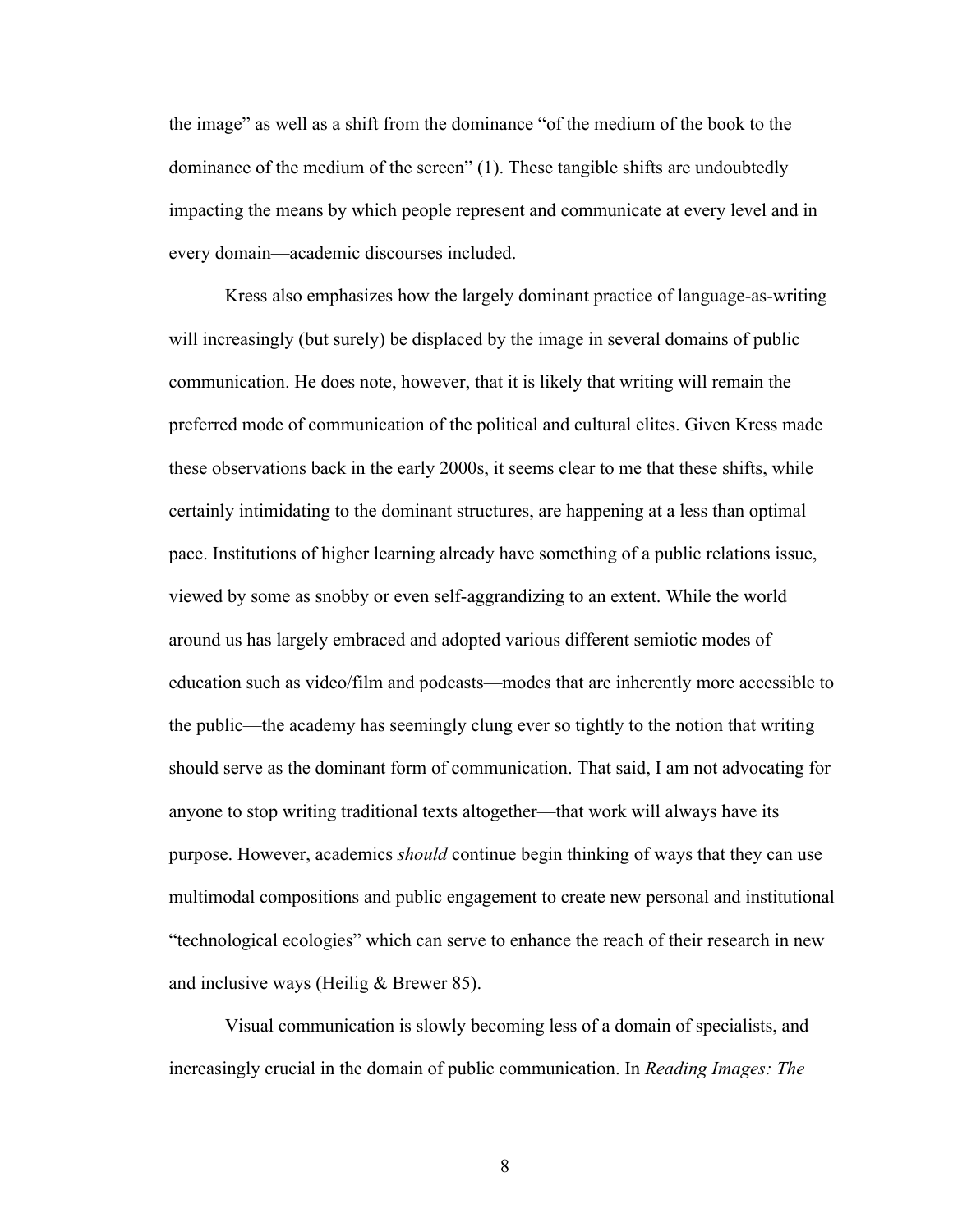the image" as well as a shift from the dominance "of the medium of the book to the dominance of the medium of the screen" (1). These tangible shifts are undoubtedly impacting the means by which people represent and communicate at every level and in every domain—academic discourses included.

Kress also emphasizes how the largely dominant practice of language-as-writing will increasingly (but surely) be displaced by the image in several domains of public communication. He does note, however, that it is likely that writing will remain the preferred mode of communication of the political and cultural elites. Given Kress made these observations back in the early 2000s, it seems clear to me that these shifts, while certainly intimidating to the dominant structures, are happening at a less than optimal pace. Institutions of higher learning already have something of a public relations issue, viewed by some as snobby or even self-aggrandizing to an extent. While the world around us has largely embraced and adopted various different semiotic modes of education such as video/film and podcasts—modes that are inherently more accessible to the public—the academy has seemingly clung ever so tightly to the notion that writing should serve as the dominant form of communication. That said, I am not advocating for anyone to stop writing traditional texts altogether—that work will always have its purpose. However, academics *should* continue begin thinking of ways that they can use multimodal compositions and public engagement to create new personal and institutional "technological ecologies" which can serve to enhance the reach of their research in new and inclusive ways (Heilig & Brewer 85).

Visual communication is slowly becoming less of a domain of specialists, and increasingly crucial in the domain of public communication. In *Reading Images: The*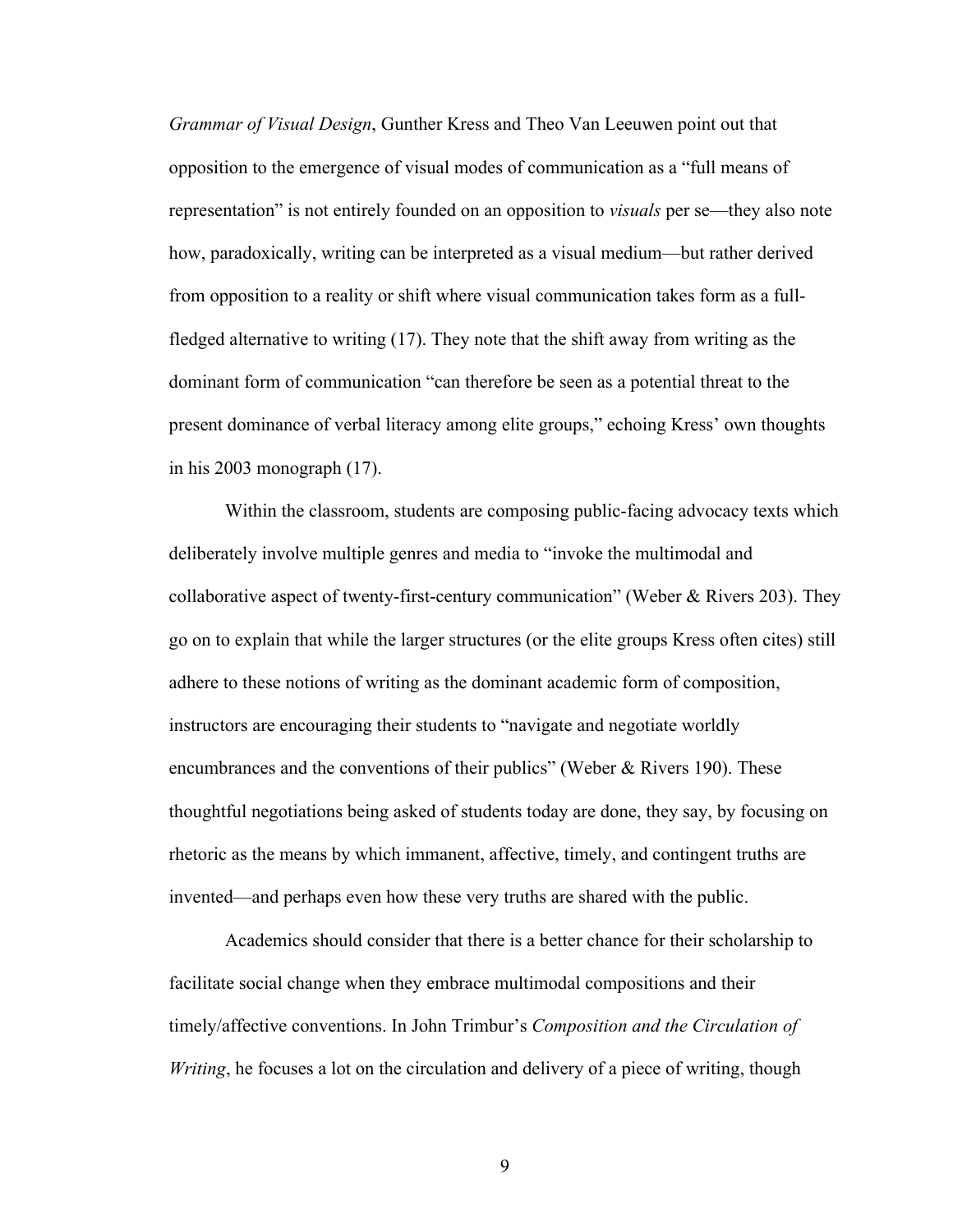*Grammar of Visual Design*, Gunther Kress and Theo Van Leeuwen point out that opposition to the emergence of visual modes of communication as a "full means of representation" is not entirely founded on an opposition to *visuals* per se—they also note how, paradoxically, writing can be interpreted as a visual medium—but rather derived from opposition to a reality or shift where visual communication takes form as a full-fledged alternative to writing (17). They note that the shift away from writing as the dominant form of communication "can therefore be seen as a potential threat to the present dominance of verbal literacy among elite groups," echoing Kress' own thoughts in his 2003 monograph (17).

Within the classroom, students are composing public-facing advocacy texts which deliberately involve multiple genres and media to "invoke the multimodal and collaborative aspect of twenty-first-century communication" (Weber & Rivers 203). They go on to explain that while the larger structures (or the elite groups Kress often cites) still adhere to these notions of writing as the dominant academic form of composition, instructors are encouraging their students to "navigate and negotiate worldly encumbrances and the conventions of their publics" (Weber & Rivers 190). These thoughtful negotiations being asked of students today are done, they say, by focusing on rhetoric as the means by which immanent, affective, timely, and contingent truths are invented—and perhaps even how these very truths are shared with the public.

Academics should consider that there is a better chance for their scholarship to facilitate social change when they embrace multimodal compositions and their timely/affective conventions. In John Trimbur's *Composition and the Circulation of Writing*, he focuses a lot on the circulation and delivery of a piece of writing, though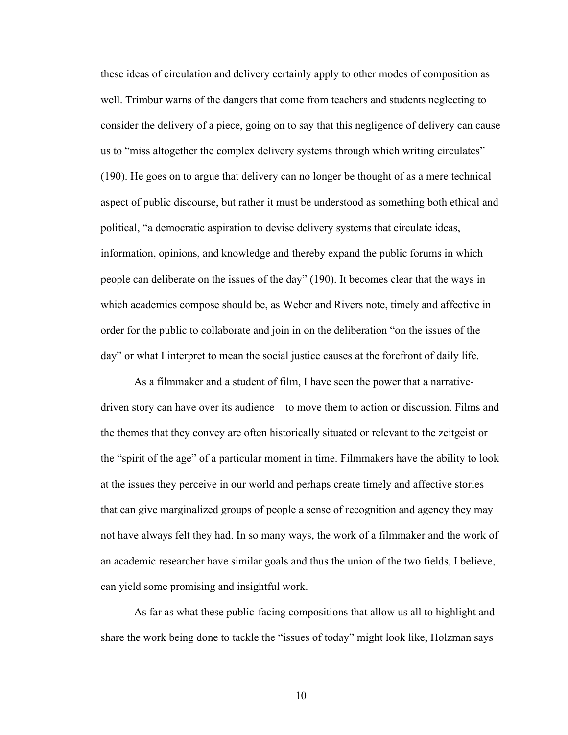these ideas of circulation and delivery certainly apply to other modes of composition as well. Trimbur warns of the dangers that come from teachers and students neglecting to consider the delivery of a piece, going on to say that this negligence of delivery can cause us to "miss altogether the complex delivery systems through which writing circulates" (190). He goes on to argue that delivery can no longer be thought of as a mere technical aspect of public discourse, but rather it must be understood as something both ethical and political, "a democratic aspiration to devise delivery systems that circulate ideas, information, opinions, and knowledge and thereby expand the public forums in which people can deliberate on the issues of the day" (190). It becomes clear that the ways in which academics compose should be, as Weber and Rivers note, timely and affective in order for the public to collaborate and join in on the deliberation "on the issues of the day" or what I interpret to mean the social justice causes at the forefront of daily life.

As a filmmaker and a student of film, I have seen the power that a narrative-driven story can have over its audience—to move them to action or discussion. Films and the themes that they convey are often historically situated or relevant to the zeitgeist or the "spirit of the age" of a particular moment in time. Filmmakers have the ability to look at the issues they perceive in our world and perhaps create timely and affective stories that can give marginalized groups of people a sense of recognition and agency they may not have always felt they had. In so many ways, the work of a filmmaker and the work of an academic researcher have similar goals and thus the union of the two fields, I believe, can yield some promising and insightful work.

As far as what these public-facing compositions that allow us all to highlight and share the work being done to tackle the "issues of today" might look like, Holzman says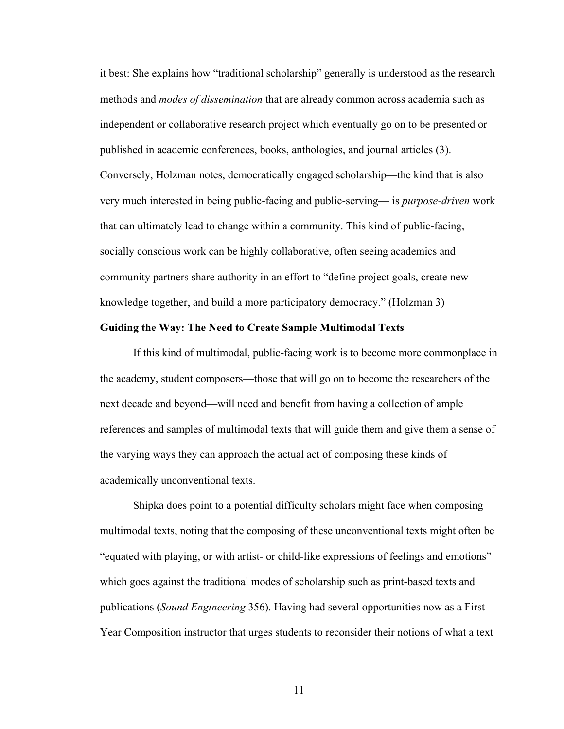it best: She explains how "traditional scholarship" generally is understood as the research methods and *modes of dissemination* that are already common across academia such as independent or collaborative research project which eventually go on to be presented or published in academic conferences, books, anthologies, and journal articles (3). Conversely, Holzman notes, democratically engaged scholarship—the kind that is also very much interested in being public-facing and public-serving— is *purpose-driven* work that can ultimately lead to change within a community. This kind of public-facing, socially conscious work can be highly collaborative, often seeing academics and community partners share authority in an effort to "define project goals, create new knowledge together, and build a more participatory democracy." (Holzman 3)

**Guiding the Way: The Need to Create Sample Multimodal Texts**

If this kind of multimodal, public-facing work is to become more commonplace in the academy, student composers—those that will go on to become the researchers of the next decade and beyond—will need and benefit from having a collection of ample references and samples of multimodal texts that will guide them and give them a sense of the varying ways they can approach the actual act of composing these kinds of academically unconventional texts.

Shipka does point to a potential difficulty scholars might face when composing multimodal texts, noting that the composing of these unconventional texts might often be "equated with playing, or with artist- or child-like expressions of feelings and emotions" which goes against the traditional modes of scholarship such as print-based texts and publications (*Sound Engineering* 356). Having had several opportunities now as a First Year Composition instructor that urges students to reconsider their notions of what a text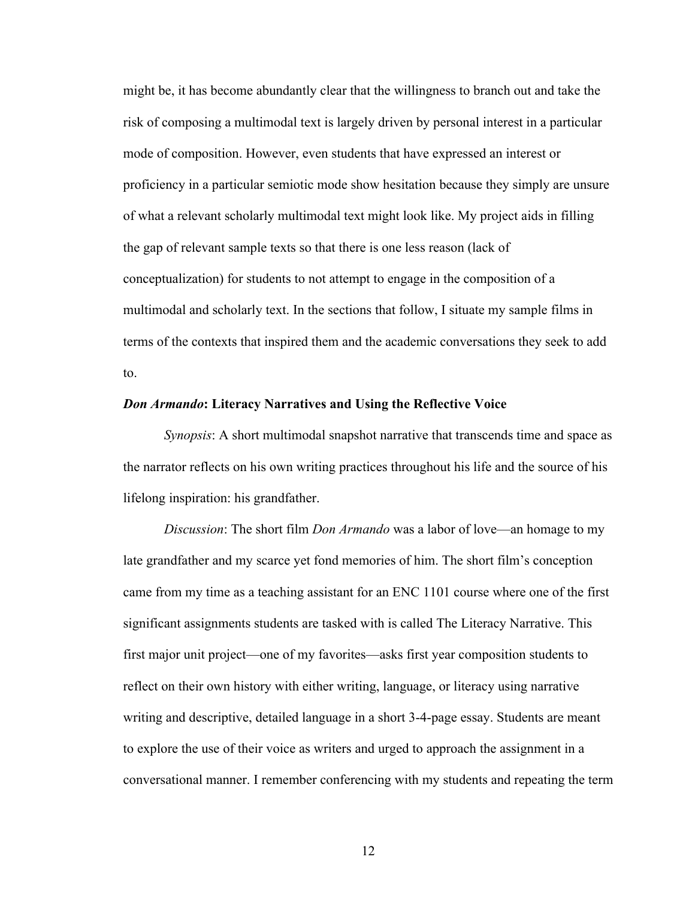might be, it has become abundantly clear that the willingness to branch out and take the risk of composing a multimodal text is largely driven by personal interest in a particular mode of composition. However, even students that have expressed an interest or proficiency in a particular semiotic mode show hesitation because they simply are unsure of what a relevant scholarly multimodal text might look like. My project aids in filling the gap of relevant sample texts so that there is one less reason (lack of conceptualization) for students to not attempt to engage in the composition of a multimodal and scholarly text. In the sections that follow, I situate my sample films in terms of the contexts that inspired them and the academic conversations they seek to add to.

### ***Don Armando*: Literacy Narratives and Using the Reflective Voice**

*Synopsis*: A short multimodal snapshot narrative that transcends time and space as the narrator reflects on his own writing practices throughout his life and the source of his lifelong inspiration: his grandfather.

*Discussion*: The short film *Don Armando* was a labor of love—an homage to my late grandfather and my scarce yet fond memories of him. The short film's conception came from my time as a teaching assistant for an ENC 1101 course where one of the first significant assignments students are tasked with is called The Literacy Narrative. This first major unit project—one of my favorites—asks first year composition students to reflect on their own history with either writing, language, or literacy using narrative writing and descriptive, detailed language in a short 3-4-page essay. Students are meant to explore the use of their voice as writers and urged to approach the assignment in a conversational manner. I remember conferencing with my students and repeating the term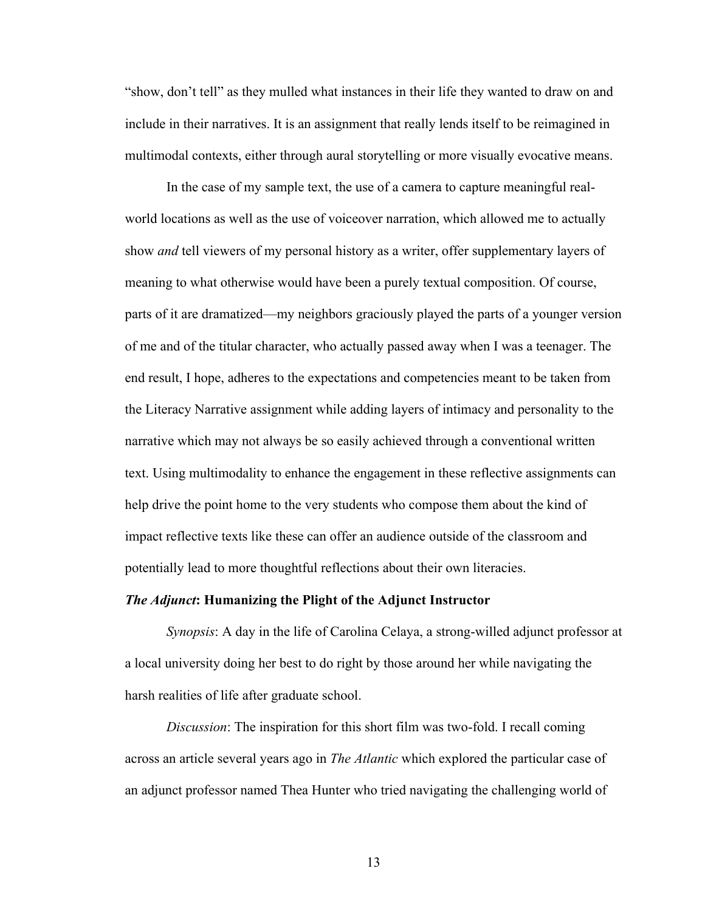"show, don't tell" as they mulled what instances in their life they wanted to draw on and include in their narratives. It is an assignment that really lends itself to be reimagined in multimodal contexts, either through aural storytelling or more visually evocative means.

In the case of my sample text, the use of a camera to capture meaningful real-world locations as well as the use of voiceover narration, which allowed me to actually show *and* tell viewers of my personal history as a writer, offer supplementary layers of meaning to what otherwise would have been a purely textual composition. Of course, parts of it are dramatized—my neighbors graciously played the parts of a younger version of me and of the titular character, who actually passed away when I was a teenager. The end result, I hope, adheres to the expectations and competencies meant to be taken from the Literacy Narrative assignment while adding layers of intimacy and personality to the narrative which may not always be so easily achieved through a conventional written text. Using multimodality to enhance the engagement in these reflective assignments can help drive the point home to the very students who compose them about the kind of impact reflective texts like these can offer an audience outside of the classroom and potentially lead to more thoughtful reflections about their own literacies.

### ***The Adjunct*: Humanizing the Plight of the Adjunct Instructor**

*Synopsis*: A day in the life of Carolina Celaya, a strong-willed adjunct professor at a local university doing her best to do right by those around her while navigating the harsh realities of life after graduate school.

*Discussion*: The inspiration for this short film was two-fold. I recall coming across an article several years ago in *The Atlantic* which explored the particular case of an adjunct professor named Thea Hunter who tried navigating the challenging world of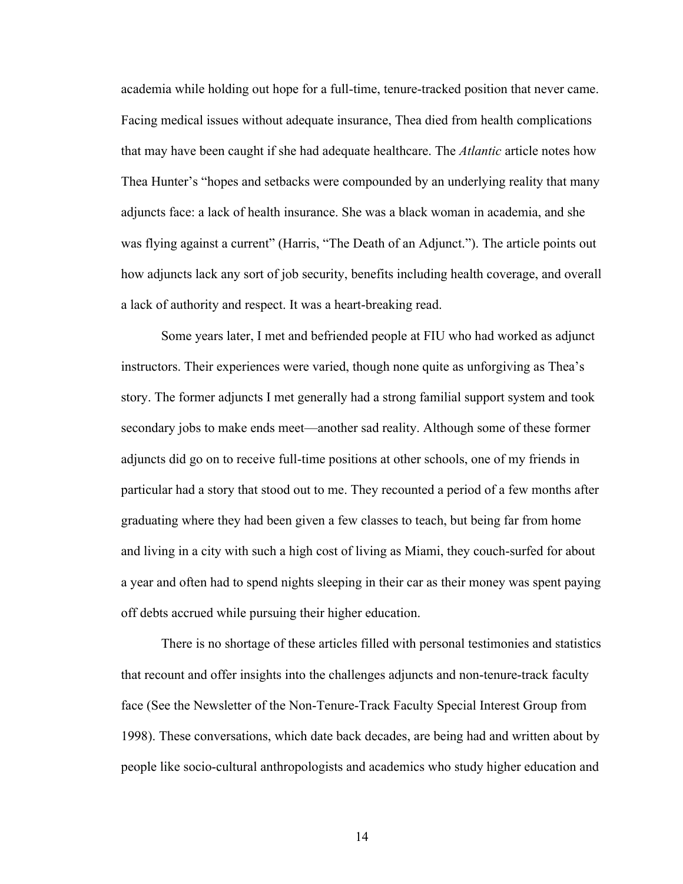academia while holding out hope for a full-time, tenure-tracked position that never came. Facing medical issues without adequate insurance, Thea died from health complications that may have been caught if she had adequate healthcare. The *Atlantic* article notes how Thea Hunter's "hopes and setbacks were compounded by an underlying reality that many adjuncts face: a lack of health insurance. She was a black woman in academia, and she was flying against a current" (Harris, "The Death of an Adjunct."). The article points out how adjuncts lack any sort of job security, benefits including health coverage, and overall a lack of authority and respect. It was a heart-breaking read.

Some years later, I met and befriended people at FIU who had worked as adjunct instructors. Their experiences were varied, though none quite as unforgiving as Thea's story. The former adjuncts I met generally had a strong familial support system and took secondary jobs to make ends meet—another sad reality. Although some of these former adjuncts did go on to receive full-time positions at other schools, one of my friends in particular had a story that stood out to me. They recounted a period of a few months after graduating where they had been given a few classes to teach, but being far from home and living in a city with such a high cost of living as Miami, they couch-surfed for about a year and often had to spend nights sleeping in their car as their money was spent paying off debts accrued while pursuing their higher education.

There is no shortage of these articles filled with personal testimonies and statistics that recount and offer insights into the challenges adjuncts and non-tenure-track faculty face (See the Newsletter of the Non-Tenure-Track Faculty Special Interest Group from 1998). These conversations, which date back decades, are being had and written about by people like socio-cultural anthropologists and academics who study higher education and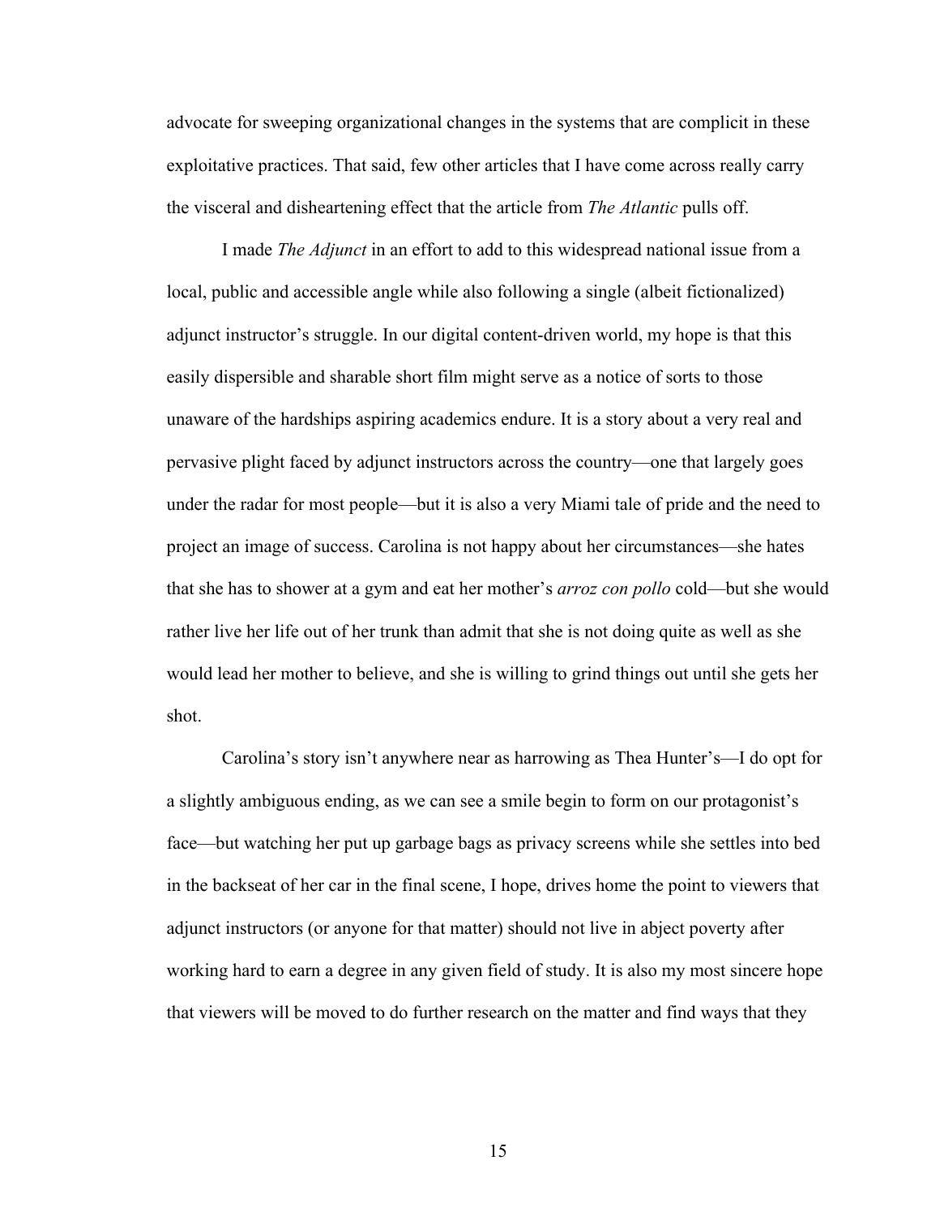advocate for sweeping organizational changes in the systems that are complicit in these exploitative practices. That said, few other articles that I have come across really carry the visceral and disheartening effect that the article from *The Atlantic* pulls off.

I made *The Adjunct* in an effort to add to this widespread national issue from a local, public and accessible angle while also following a single (albeit fictionalized) adjunct instructor's struggle. In our digital content-driven world, my hope is that this easily dispersible and sharable short film might serve as a notice of sorts to those unaware of the hardships aspiring academics endure. It is a story about a very real and pervasive plight faced by adjunct instructors across the country—one that largely goes under the radar for most people—but it is also a very Miami tale of pride and the need to project an image of success. Carolina is not happy about her circumstances—she hates that she has to shower at a gym and eat her mother's *arroz con pollo* cold—but she would rather live her life out of her trunk than admit that she is not doing quite as well as she would lead her mother to believe, and she is willing to grind things out until she gets her shot.

Carolina's story isn't anywhere near as harrowing as Thea Hunter's—I do opt for a slightly ambiguous ending, as we can see a smile begin to form on our protagonist's face—but watching her put up garbage bags as privacy screens while she settles into bed in the backseat of her car in the final scene, I hope, drives home the point to viewers that adjunct instructors (or anyone for that matter) should not live in abject poverty after working hard to earn a degree in any given field of study. It is also my most sincere hope that viewers will be moved to do further research on the matter and find ways that they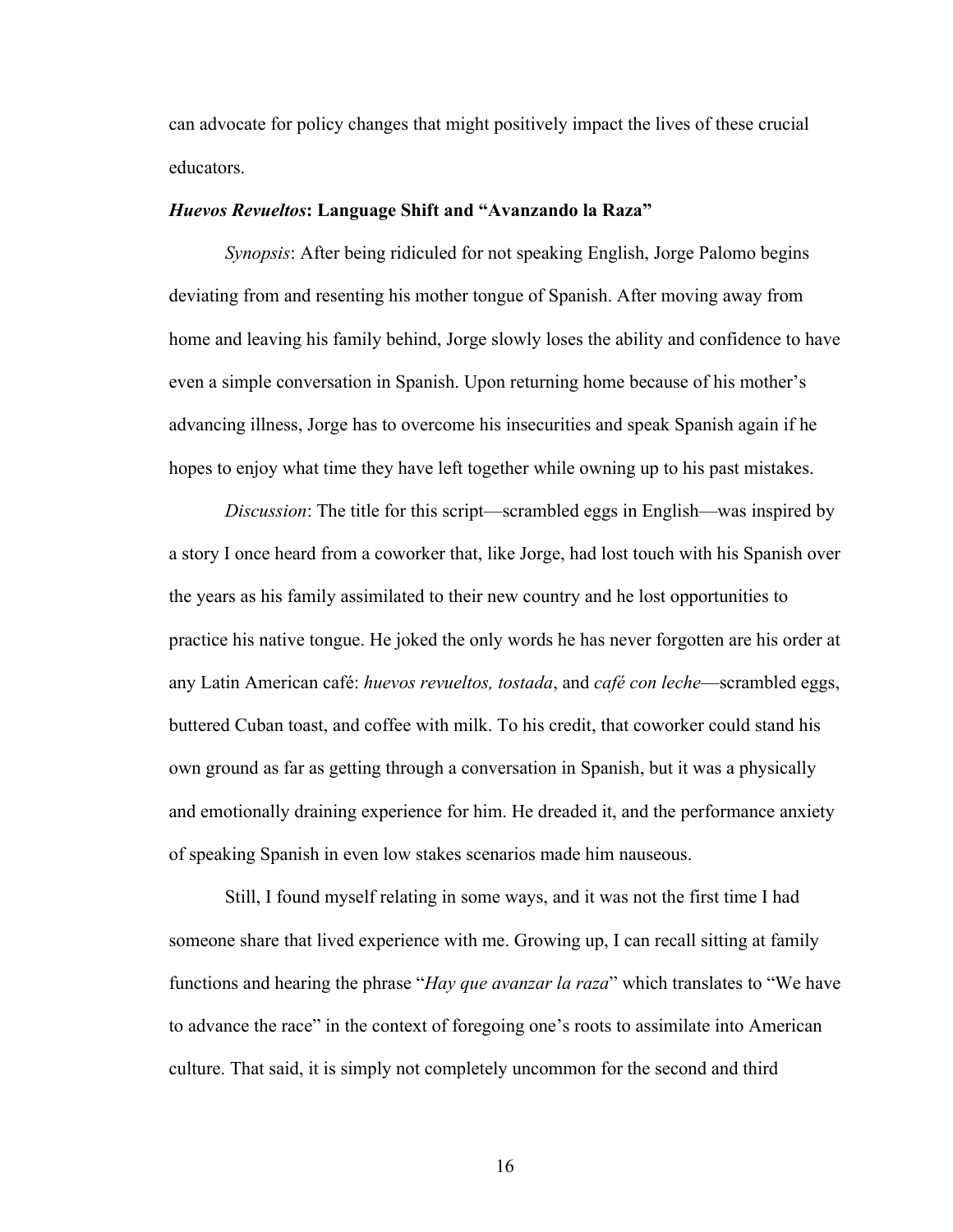can advocate for policy changes that might positively impact the lives of these crucial educators.

### *Huevos Revueltos*: Language Shift and "Avanzando la Raza"

*Synopsis*: After being ridiculed for not speaking English, Jorge Palomo begins deviating from and resenting his mother tongue of Spanish. After moving away from home and leaving his family behind, Jorge slowly loses the ability and confidence to have even a simple conversation in Spanish. Upon returning home because of his mother's advancing illness, Jorge has to overcome his insecurities and speak Spanish again if he hopes to enjoy what time they have left together while owning up to his past mistakes.

*Discussion*: The title for this script—scrambled eggs in English—was inspired by a story I once heard from a coworker that, like Jorge, had lost touch with his Spanish over the years as his family assimilated to their new country and he lost opportunities to practice his native tongue. He joked the only words he has never forgotten are his order at any Latin American café: *huevos revueltos, tostada*, and *café con leche*—scrambled eggs, buttered Cuban toast, and coffee with milk. To his credit, that coworker could stand his own ground as far as getting through a conversation in Spanish, but it was a physically and emotionally draining experience for him. He dreaded it, and the performance anxiety of speaking Spanish in even low stakes scenarios made him nauseous.

Still, I found myself relating in some ways, and it was not the first time I had someone share that lived experience with me. Growing up, I can recall sitting at family functions and hearing the phrase "*Hay que avanzar la raza*" which translates to "We have to advance the race" in the context of foregoing one's roots to assimilate into American culture. That said, it is simply not completely uncommon for the second and third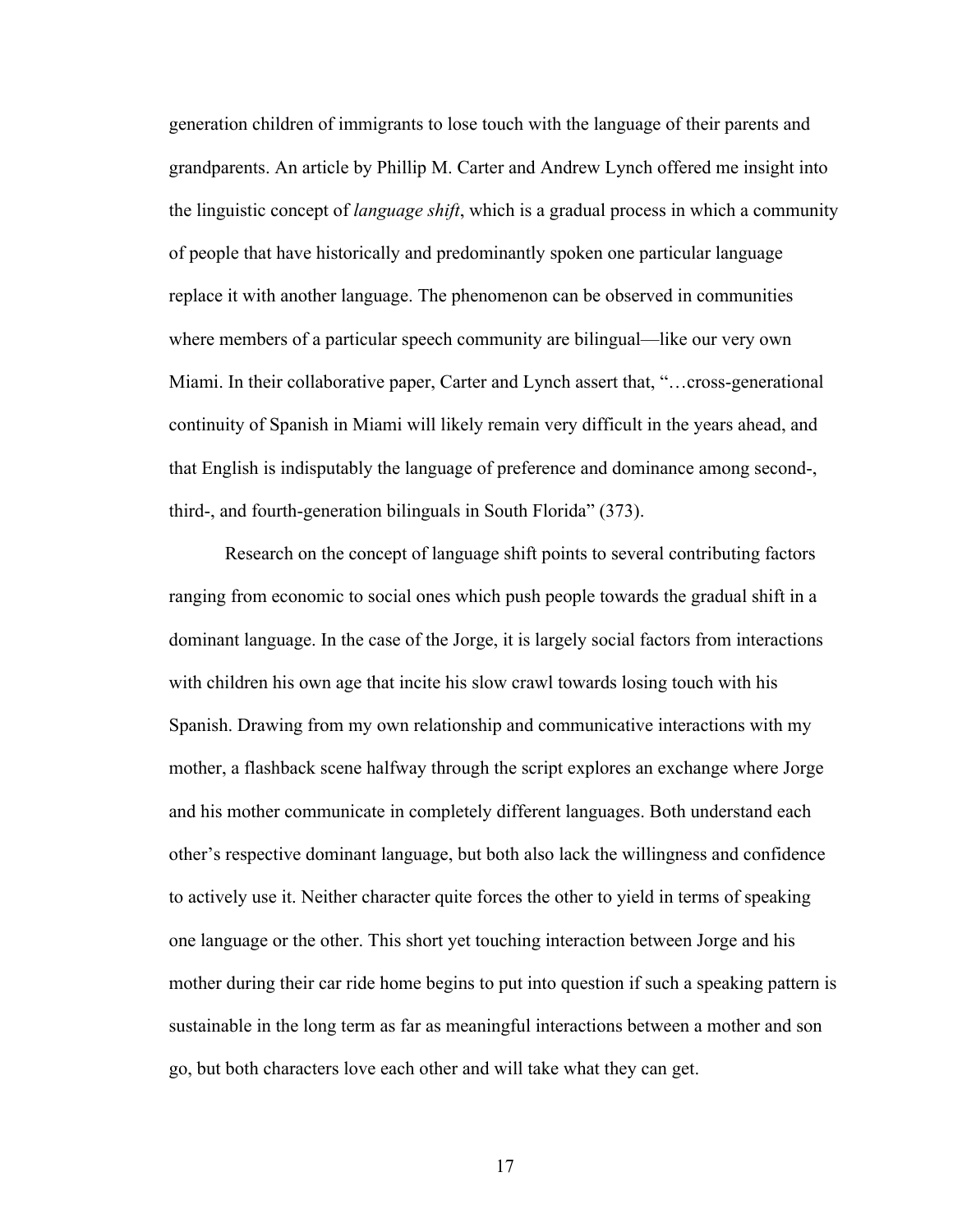generation children of immigrants to lose touch with the language of their parents and grandparents. An article by Phillip M. Carter and Andrew Lynch offered me insight into the linguistic concept of *language shift*, which is a gradual process in which a community of people that have historically and predominantly spoken one particular language replace it with another language. The phenomenon can be observed in communities where members of a particular speech community are bilingual—like our very own Miami. In their collaborative paper, Carter and Lynch assert that, "…cross-generational continuity of Spanish in Miami will likely remain very difficult in the years ahead, and that English is indisputably the language of preference and dominance among second-, third-, and fourth-generation bilinguals in South Florida" (373).

Research on the concept of language shift points to several contributing factors ranging from economic to social ones which push people towards the gradual shift in a dominant language. In the case of the Jorge, it is largely social factors from interactions with children his own age that incite his slow crawl towards losing touch with his Spanish. Drawing from my own relationship and communicative interactions with my mother, a flashback scene halfway through the script explores an exchange where Jorge and his mother communicate in completely different languages. Both understand each other's respective dominant language, but both also lack the willingness and confidence to actively use it. Neither character quite forces the other to yield in terms of speaking one language or the other. This short yet touching interaction between Jorge and his mother during their car ride home begins to put into question if such a speaking pattern is sustainable in the long term as far as meaningful interactions between a mother and son go, but both characters love each other and will take what they can get.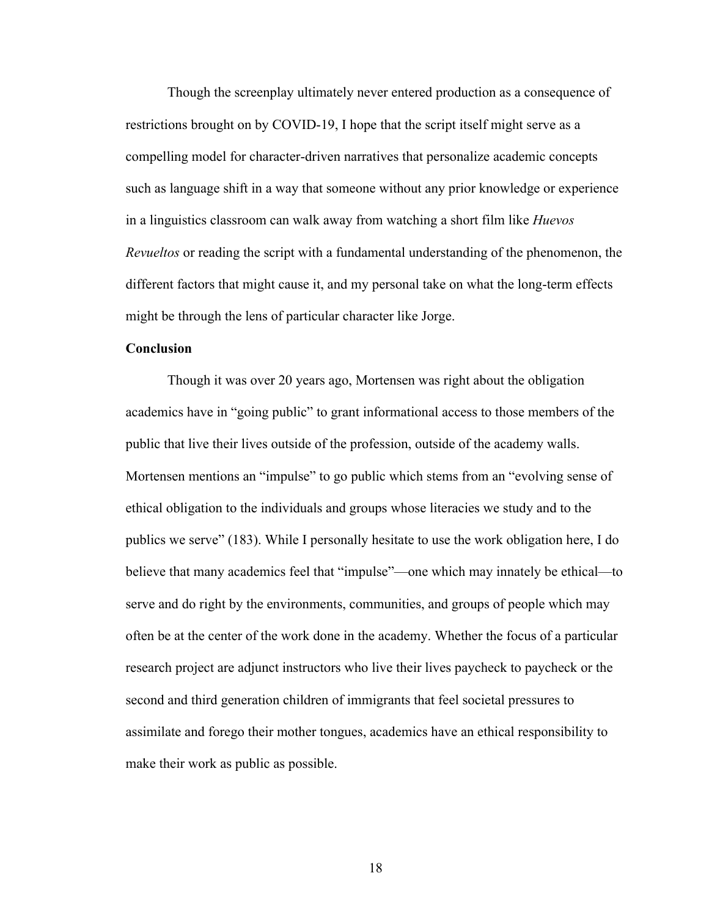Though the screenplay ultimately never entered production as a consequence of restrictions brought on by COVID-19, I hope that the script itself might serve as a compelling model for character-driven narratives that personalize academic concepts such as language shift in a way that someone without any prior knowledge or experience in a linguistics classroom can walk away from watching a short film like *Huevos Revueltos* or reading the script with a fundamental understanding of the phenomenon, the different factors that might cause it, and my personal take on what the long-term effects might be through the lens of particular character like Jorge.

**Conclusion**

Though it was over 20 years ago, Mortensen was right about the obligation academics have in "going public" to grant informational access to those members of the public that live their lives outside of the profession, outside of the academy walls. Mortensen mentions an "impulse" to go public which stems from an "evolving sense of ethical obligation to the individuals and groups whose literacies we study and to the publics we serve" (183). While I personally hesitate to use the work obligation here, I do believe that many academics feel that "impulse"—one which may innately be ethical—to serve and do right by the environments, communities, and groups of people which may often be at the center of the work done in the academy. Whether the focus of a particular research project are adjunct instructors who live their lives paycheck to paycheck or the second and third generation children of immigrants that feel societal pressures to assimilate and forego their mother tongues, academics have an ethical responsibility to make their work as public as possible.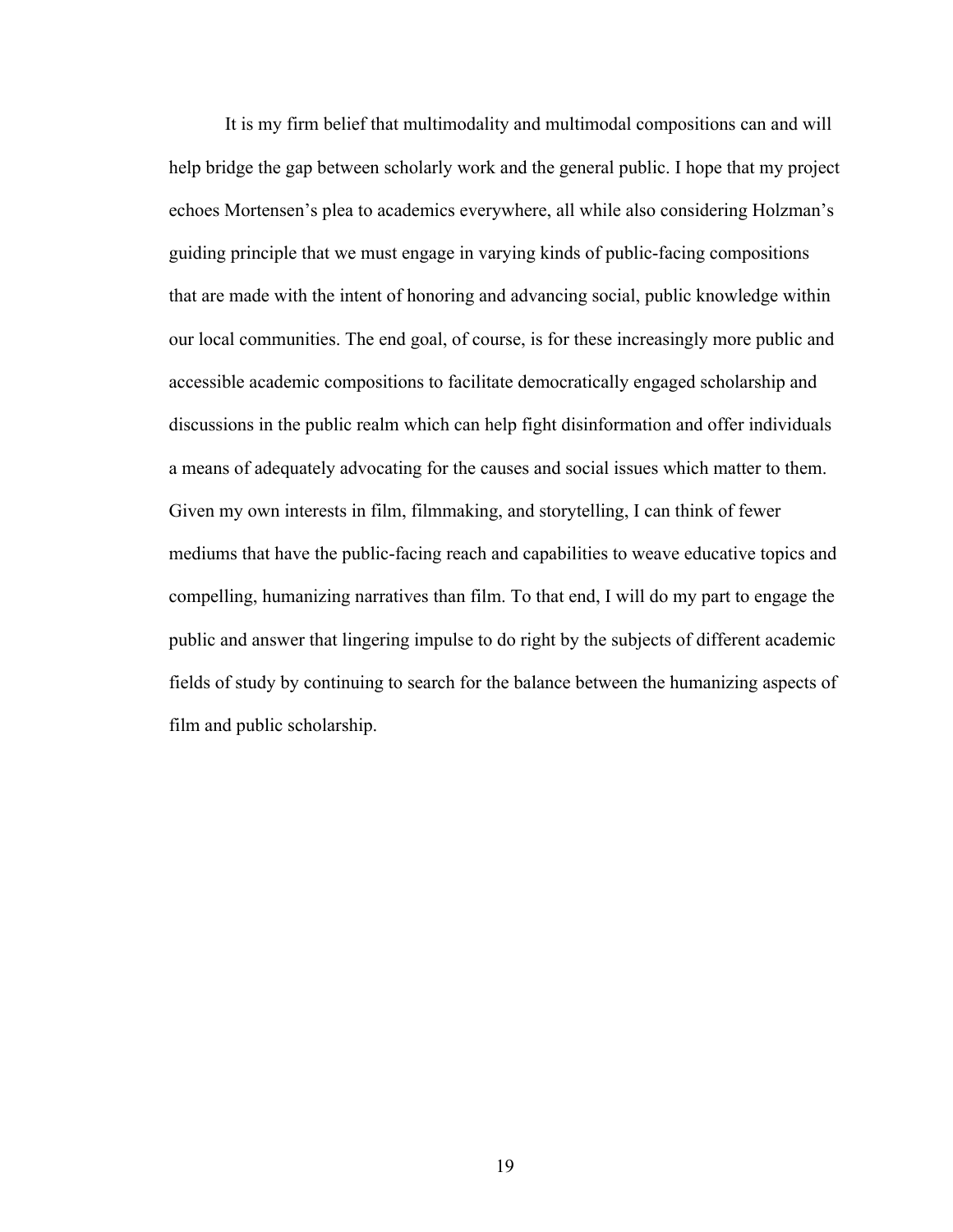It is my firm belief that multimodality and multimodal compositions can and will help bridge the gap between scholarly work and the general public. I hope that my project echoes Mortensen's plea to academics everywhere, all while also considering Holzman's guiding principle that we must engage in varying kinds of public-facing compositions that are made with the intent of honoring and advancing social, public knowledge within our local communities. The end goal, of course, is for these increasingly more public and accessible academic compositions to facilitate democratically engaged scholarship and discussions in the public realm which can help fight disinformation and offer individuals a means of adequately advocating for the causes and social issues which matter to them. Given my own interests in film, filmmaking, and storytelling, I can think of fewer mediums that have the public-facing reach and capabilities to weave educative topics and compelling, humanizing narratives than film. To that end, I will do my part to engage the public and answer that lingering impulse to do right by the subjects of different academic fields of study by continuing to search for the balance between the humanizing aspects of film and public scholarship.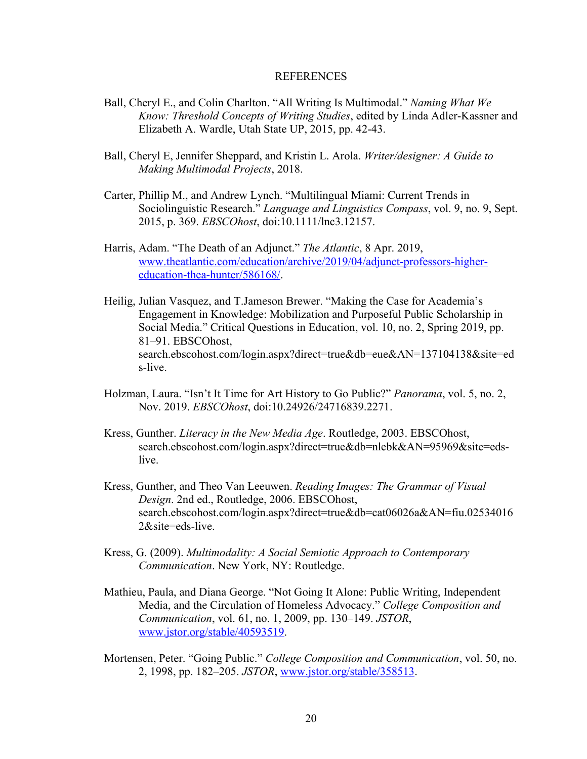# REFERENCES

Ball, Cheryl E., and Colin Charlton. "All Writing Is Multimodal." *Naming What We Know: Threshold Concepts of Writing Studies*, edited by Linda Adler-Kassner and Elizabeth A. Wardle, Utah State UP, 2015, pp. 42-43.

Ball, Cheryl E, Jennifer Sheppard, and Kristin L. Arola. *Writer/designer: A Guide to Making Multimodal Projects*, 2018.

Carter, Phillip M., and Andrew Lynch. "Multilingual Miami: Current Trends in Sociolinguistic Research." *Language and Linguistics Compass*, vol. 9, no. 9, Sept. 2015, p. 369. *EBSCOhost*, doi:10.1111/lnc3.12157.

Harris, Adam. "The Death of an Adjunct." *The Atlantic*, 8 Apr. 2019, www.theatlantic.com/education/archive/2019/04/adjunct-professors-higher-education-thea-hunter/586168/.

Heilig, Julian Vasquez, and T.Jameson Brewer. "Making the Case for Academia's Engagement in Knowledge: Mobilization and Purposeful Public Scholarship in Social Media." Critical Questions in Education, vol. 10, no. 2, Spring 2019, pp. 81–91. EBSCOhost, search.ebscohost.com/login.aspx?direct=true&db=eue&AN=137104138&site=eds-live.

Holzman, Laura. "Isn't It Time for Art History to Go Public?" *Panorama*, vol. 5, no. 2, Nov. 2019. *EBSCOhost*, doi:10.24926/24716839.2271.

Kress, Gunther. *Literacy in the New Media Age*. Routledge, 2003. EBSCOhost, search.ebscohost.com/login.aspx?direct=true&db=nlebk&AN=95969&site=eds-live.

Kress, Gunther, and Theo Van Leeuwen. *Reading Images: The Grammar of Visual Design*. 2nd ed., Routledge, 2006. EBSCOhost, search.ebscohost.com/login.aspx?direct=true&db=cat06026a&AN=fiu.025340162&site=eds-live.

Kress, G. (2009). *Multimodality: A Social Semiotic Approach to Contemporary Communication*. New York, NY: Routledge.

Mathieu, Paula, and Diana George. "Not Going It Alone: Public Writing, Independent Media, and the Circulation of Homeless Advocacy." *College Composition and Communication*, vol. 61, no. 1, 2009, pp. 130–149. *JSTOR*, www.jstor.org/stable/40593519.

Mortensen, Peter. "Going Public." *College Composition and Communication*, vol. 50, no. 2, 1998, pp. 182–205. *JSTOR*, www.jstor.org/stable/358513.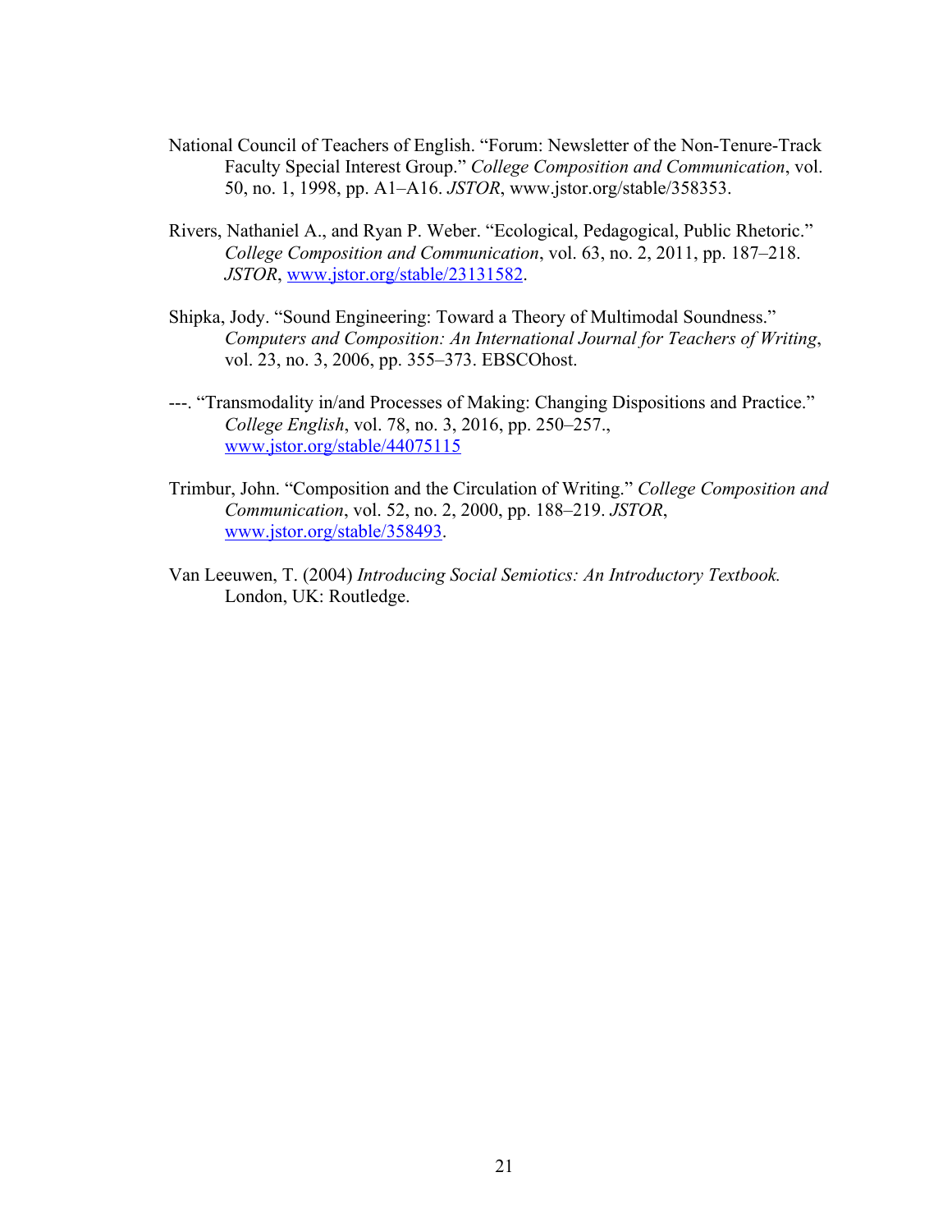National Council of Teachers of English. "Forum: Newsletter of the Non-Tenure-Track Faculty Special Interest Group." *College Composition and Communication*, vol. 50, no. 1, 1998, pp. A1–A16. *JSTOR*, www.jstor.org/stable/358353.

Rivers, Nathaniel A., and Ryan P. Weber. "Ecological, Pedagogical, Public Rhetoric." *College Composition and Communication*, vol. 63, no. 2, 2011, pp. 187–218. *JSTOR*, www.jstor.org/stable/23131582.

Shipka, Jody. "Sound Engineering: Toward a Theory of Multimodal Soundness." *Computers and Composition: An International Journal for Teachers of Writing*, vol. 23, no. 3, 2006, pp. 355–373. EBSCOhost.

---. "Transmodality in/and Processes of Making: Changing Dispositions and Practice." *College English*, vol. 78, no. 3, 2016, pp. 250–257., www.jstor.org/stable/44075115

Trimbur, John. "Composition and the Circulation of Writing." *College Composition and Communication*, vol. 52, no. 2, 2000, pp. 188–219. *JSTOR*, www.jstor.org/stable/358493.

Van Leeuwen, T. (2004) *Introducing Social Semiotics: An Introductory Textbook.* London, UK: Routledge.